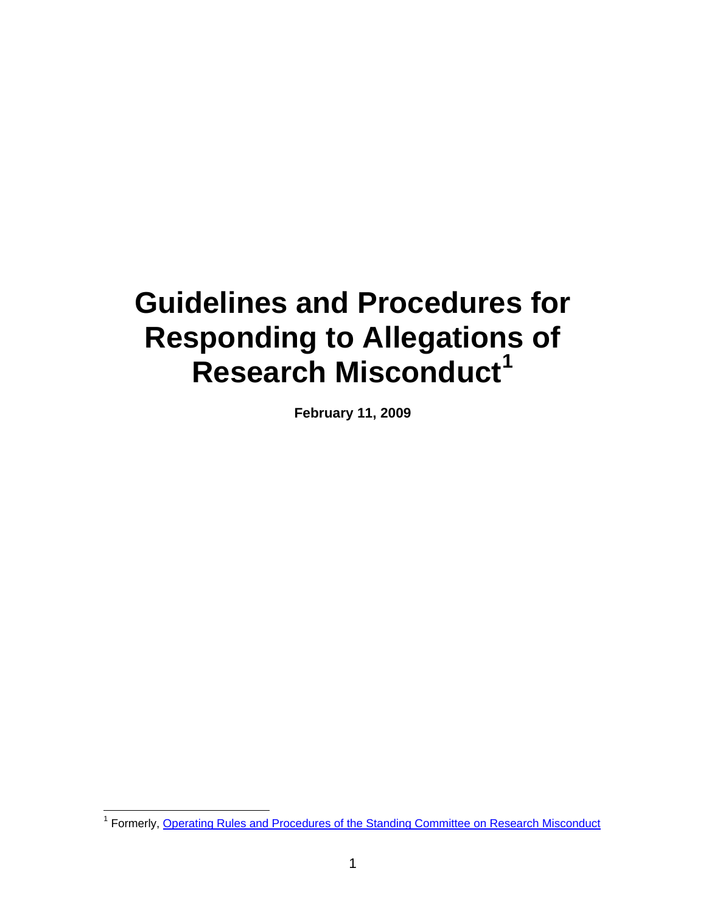# Guidelines and Procedures for Responding to Allegations of Research Misconduct[1]

**February 11, 2009**

[1] Formerly, Operating Rules and Procedures of the Standing Committee on Research Misconduct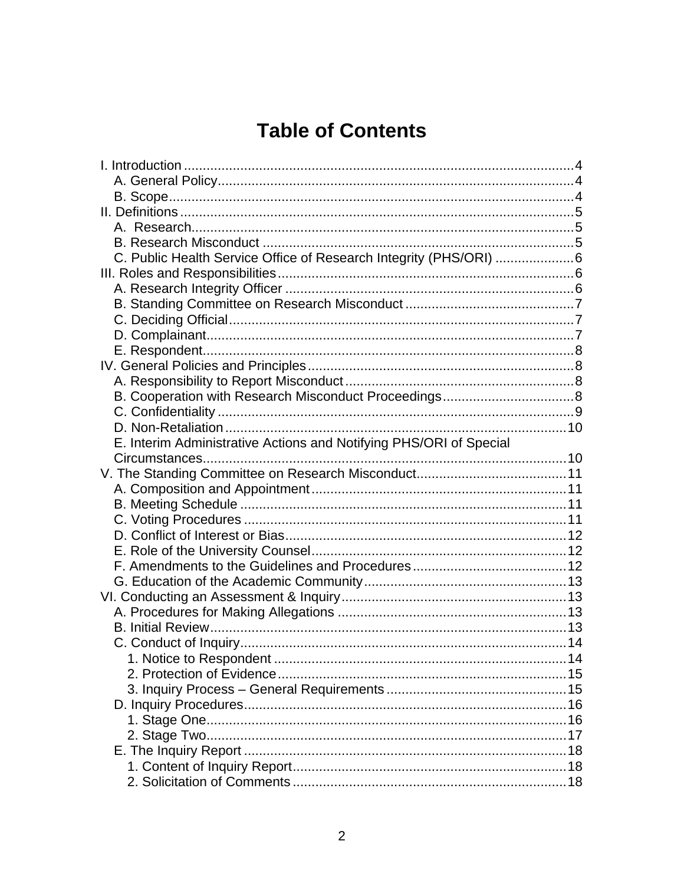# Table of Contents

- I. Introduction ........ 4
  - A. General Policy ........ 4
  - B. Scope ........ 4
- II. Definitions ........ 5
  - A. Research ........ 5
  - B. Research Misconduct ........ 5
  - C. Public Health Service Office of Research Integrity (PHS/ORI) ........ 6
- III. Roles and Responsibilities ........ 6
  - A. Research Integrity Officer ........ 6
  - B. Standing Committee on Research Misconduct ........ 7
  - C. Deciding Official ........ 7
  - D. Complainant ........ 7
  - E. Respondent ........ 8
- IV. General Policies and Principles ........ 8
  - A. Responsibility to Report Misconduct ........ 8
  - B. Cooperation with Research Misconduct Proceedings ........ 8
  - C. Confidentiality ........ 9
  - D. Non-Retaliation ........ 10
  - E. Interim Administrative Actions and Notifying PHS/ORI of Special Circumstances ........ 10
- V. The Standing Committee on Research Misconduct ........ 11
  - A. Composition and Appointment ........ 11
  - B. Meeting Schedule ........ 11
  - C. Voting Procedures ........ 11
  - D. Conflict of Interest or Bias ........ 12
  - E. Role of the University Counsel ........ 12
  - F. Amendments to the Guidelines and Procedures ........ 12
  - G. Education of the Academic Community ........ 13
- VI. Conducting an Assessment & Inquiry ........ 13
  - A. Procedures for Making Allegations ........ 13
  - B. Initial Review ........ 13
  - C. Conduct of Inquiry ........ 14
    - 1. Notice to Respondent ........ 14
    - 2. Protection of Evidence ........ 15
    - 3. Inquiry Process – General Requirements ........ 15
  - D. Inquiry Procedures ........ 16
    - 1. Stage One ........ 16
    - 2. Stage Two ........ 17
  - E. The Inquiry Report ........ 18
    - 1. Content of Inquiry Report ........ 18
    - 2. Solicitation of Comments ........ 18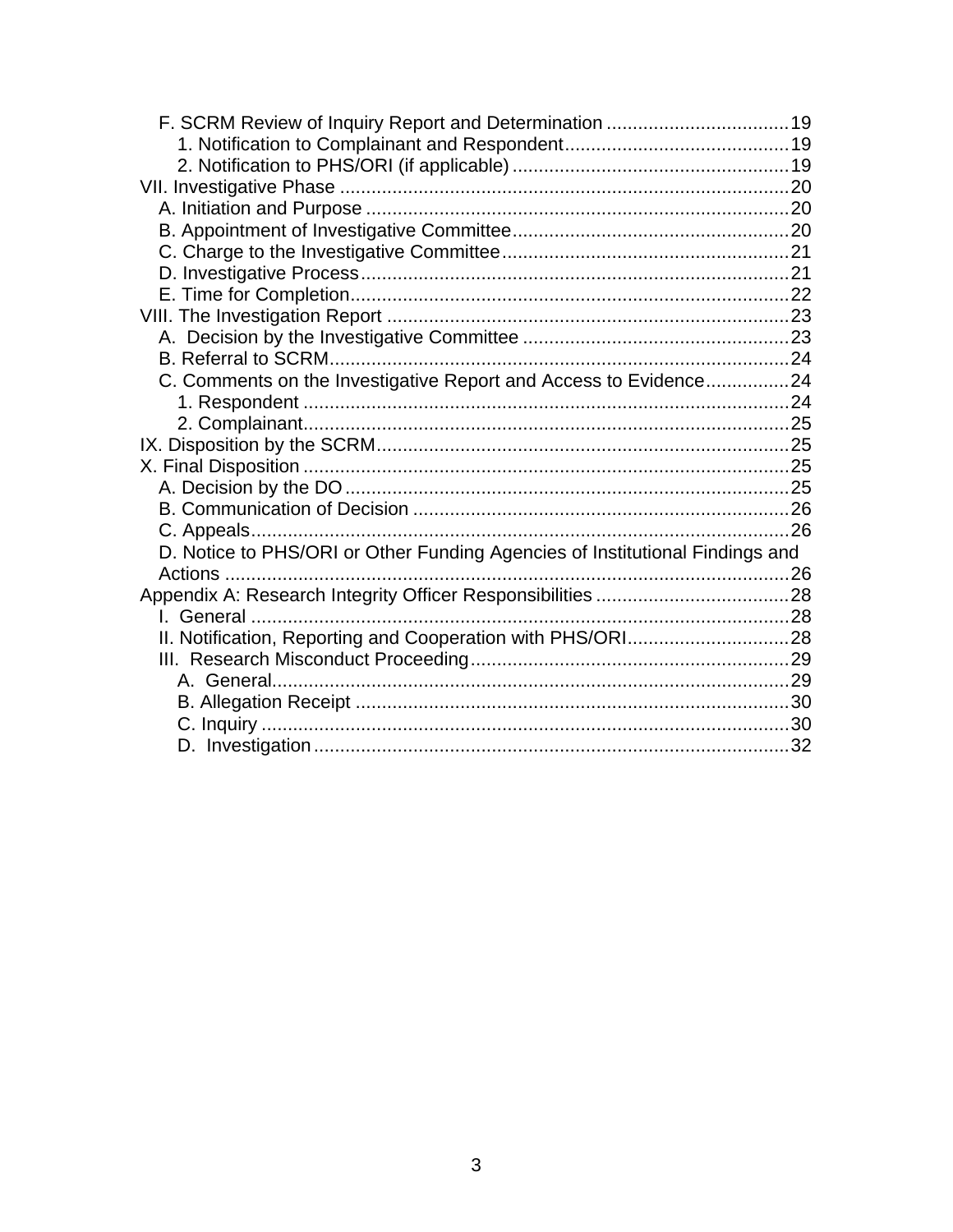F. SCRM Review of Inquiry Report and Determination .................................. 19
    1. Notification to Complainant and Respondent .......................................... 19
    2. Notification to PHS/ORI (if applicable) .................................................... 19
VII. Investigative Phase ....................................................................................... 20
    A. Initiation and Purpose ................................................................................. 20
    B. Appointment of Investigative Committee .................................................... 20
    C. Charge to the Investigative Committee ...................................................... 21
    D. Investigative Process .................................................................................. 21
    E. Time for Completion .................................................................................... 22
VIII. The Investigation Report ............................................................................. 23
    A. Decision by the Investigative Committee ................................................... 23
    B. Referral to SCRM ........................................................................................ 24
    C. Comments on the Investigative Report and Access to Evidence ................ 24
        1. Respondent ............................................................................................ 24
        2. Complainant ............................................................................................ 25
IX. Disposition by the SCRM ............................................................................... 25
X. Final Disposition ............................................................................................. 25
    A. Decision by the DO ..................................................................................... 25
    B. Communication of Decision ......................................................................... 26
    C. Appeals ....................................................................................................... 26
    D. Notice to PHS/ORI or Other Funding Agencies of Institutional Findings and Actions ............................................................................................................ 26
Appendix A: Research Integrity Officer Responsibilities ..................................... 28
    I. General ........................................................................................................ 28
    II. Notification, Reporting and Cooperation with PHS/ORI .............................. 28
    III. Research Misconduct Proceeding ............................................................. 29
        A. General ................................................................................................... 29
        B. Allegation Receipt .................................................................................. 30
        C. Inquiry .................................................................................................... 30
        D. Investigation ........................................................................................... 32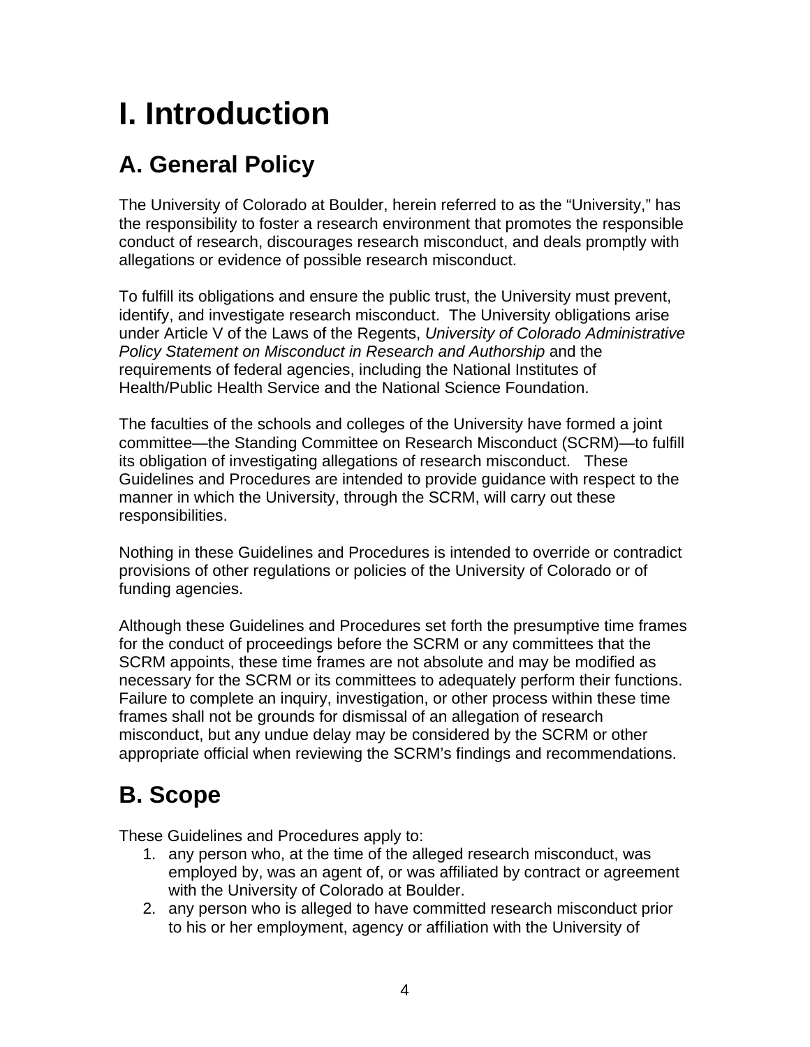# I. Introduction

## A. General Policy

The University of Colorado at Boulder, herein referred to as the "University," has the responsibility to foster a research environment that promotes the responsible conduct of research, discourages research misconduct, and deals promptly with allegations or evidence of possible research misconduct.

To fulfill its obligations and ensure the public trust, the University must prevent, identify, and investigate research misconduct. The University obligations arise under Article V of the Laws of the Regents, *University of Colorado Administrative Policy Statement on Misconduct in Research and Authorship* and the requirements of federal agencies, including the National Institutes of Health/Public Health Service and the National Science Foundation.

The faculties of the schools and colleges of the University have formed a joint committee—the Standing Committee on Research Misconduct (SCRM)—to fulfill its obligation of investigating allegations of research misconduct. These Guidelines and Procedures are intended to provide guidance with respect to the manner in which the University, through the SCRM, will carry out these responsibilities.

Nothing in these Guidelines and Procedures is intended to override or contradict provisions of other regulations or policies of the University of Colorado or of funding agencies.

Although these Guidelines and Procedures set forth the presumptive time frames for the conduct of proceedings before the SCRM or any committees that the SCRM appoints, these time frames are not absolute and may be modified as necessary for the SCRM or its committees to adequately perform their functions. Failure to complete an inquiry, investigation, or other process within these time frames shall not be grounds for dismissal of an allegation of research misconduct, but any undue delay may be considered by the SCRM or other appropriate official when reviewing the SCRM's findings and recommendations.

## B. Scope

These Guidelines and Procedures apply to:

1. any person who, at the time of the alleged research misconduct, was employed by, was an agent of, or was affiliated by contract or agreement with the University of Colorado at Boulder.
2. any person who is alleged to have committed research misconduct prior to his or her employment, agency or affiliation with the University of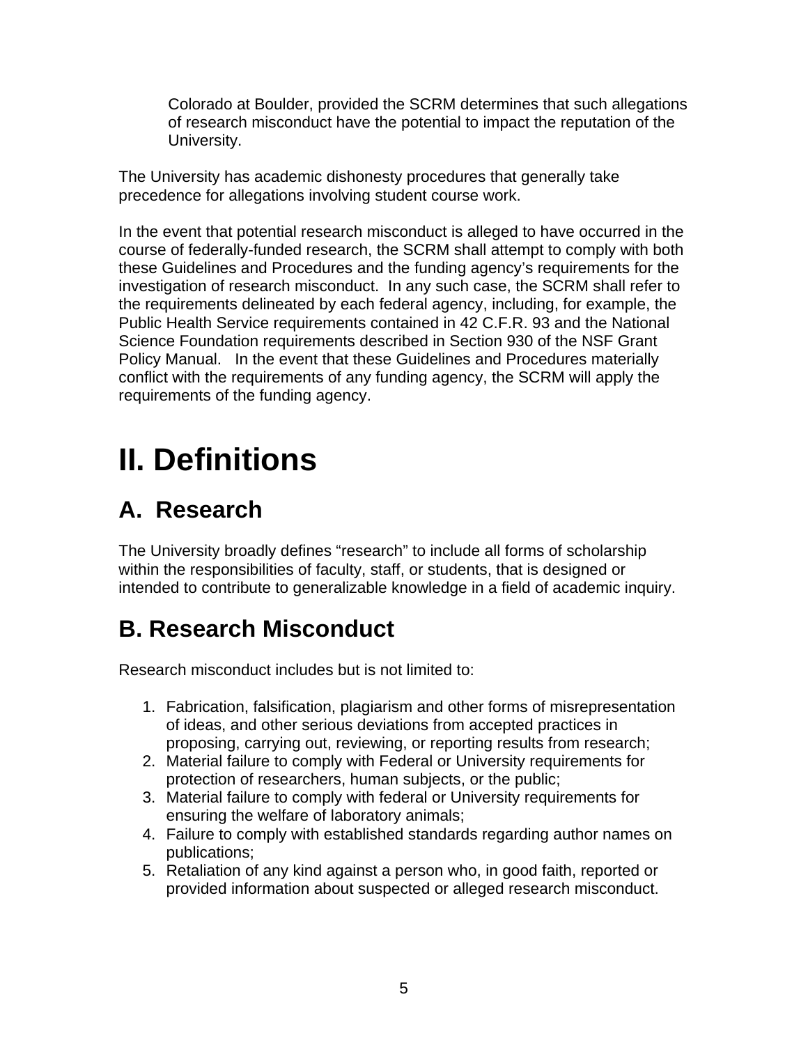Colorado at Boulder, provided the SCRM determines that such allegations of research misconduct have the potential to impact the reputation of the University.

The University has academic dishonesty procedures that generally take precedence for allegations involving student course work.

In the event that potential research misconduct is alleged to have occurred in the course of federally-funded research, the SCRM shall attempt to comply with both these Guidelines and Procedures and the funding agency's requirements for the investigation of research misconduct. In any such case, the SCRM shall refer to the requirements delineated by each federal agency, including, for example, the Public Health Service requirements contained in 42 C.F.R. 93 and the National Science Foundation requirements described in Section 930 of the NSF Grant Policy Manual. In the event that these Guidelines and Procedures materially conflict with the requirements of any funding agency, the SCRM will apply the requirements of the funding agency.

# II. Definitions

## A. Research

The University broadly defines "research" to include all forms of scholarship within the responsibilities of faculty, staff, or students, that is designed or intended to contribute to generalizable knowledge in a field of academic inquiry.

## B. Research Misconduct

Research misconduct includes but is not limited to:

1. Fabrication, falsification, plagiarism and other forms of misrepresentation of ideas, and other serious deviations from accepted practices in proposing, carrying out, reviewing, or reporting results from research;
2. Material failure to comply with Federal or University requirements for protection of researchers, human subjects, or the public;
3. Material failure to comply with federal or University requirements for ensuring the welfare of laboratory animals;
4. Failure to comply with established standards regarding author names on publications;
5. Retaliation of any kind against a person who, in good faith, reported or provided information about suspected or alleged research misconduct.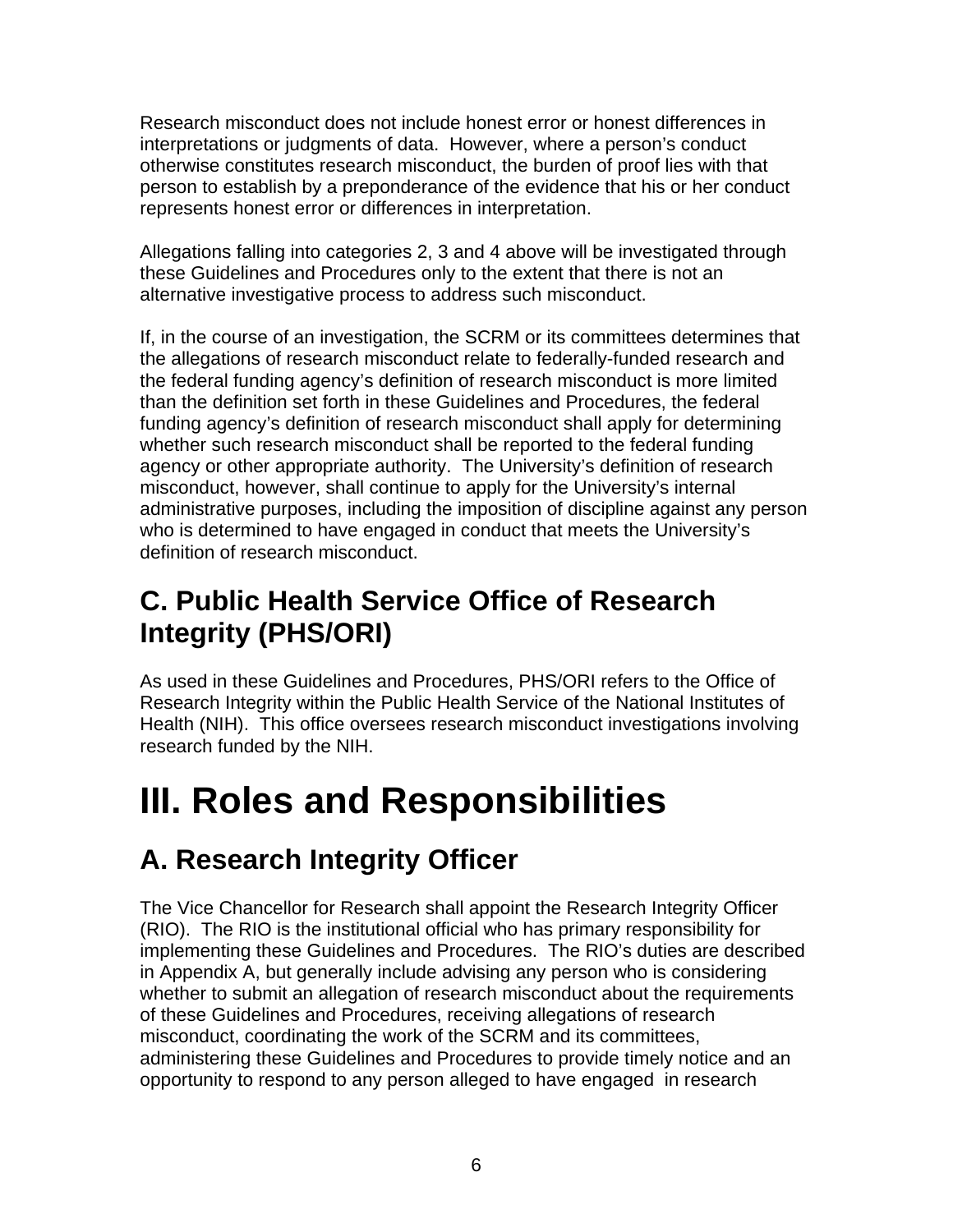Research misconduct does not include honest error or honest differences in interpretations or judgments of data. However, where a person's conduct otherwise constitutes research misconduct, the burden of proof lies with that person to establish by a preponderance of the evidence that his or her conduct represents honest error or differences in interpretation.

Allegations falling into categories 2, 3 and 4 above will be investigated through these Guidelines and Procedures only to the extent that there is not an alternative investigative process to address such misconduct.

If, in the course of an investigation, the SCRM or its committees determines that the allegations of research misconduct relate to federally-funded research and the federal funding agency's definition of research misconduct is more limited than the definition set forth in these Guidelines and Procedures, the federal funding agency's definition of research misconduct shall apply for determining whether such research misconduct shall be reported to the federal funding agency or other appropriate authority. The University's definition of research misconduct, however, shall continue to apply for the University's internal administrative purposes, including the imposition of discipline against any person who is determined to have engaged in conduct that meets the University's definition of research misconduct.

## C. Public Health Service Office of Research Integrity (PHS/ORI)

As used in these Guidelines and Procedures, PHS/ORI refers to the Office of Research Integrity within the Public Health Service of the National Institutes of Health (NIH). This office oversees research misconduct investigations involving research funded by the NIH.

# III. Roles and Responsibilities

## A. Research Integrity Officer

The Vice Chancellor for Research shall appoint the Research Integrity Officer (RIO). The RIO is the institutional official who has primary responsibility for implementing these Guidelines and Procedures. The RIO's duties are described in Appendix A, but generally include advising any person who is considering whether to submit an allegation of research misconduct about the requirements of these Guidelines and Procedures, receiving allegations of research misconduct, coordinating the work of the SCRM and its committees, administering these Guidelines and Procedures to provide timely notice and an opportunity to respond to any person alleged to have engaged in research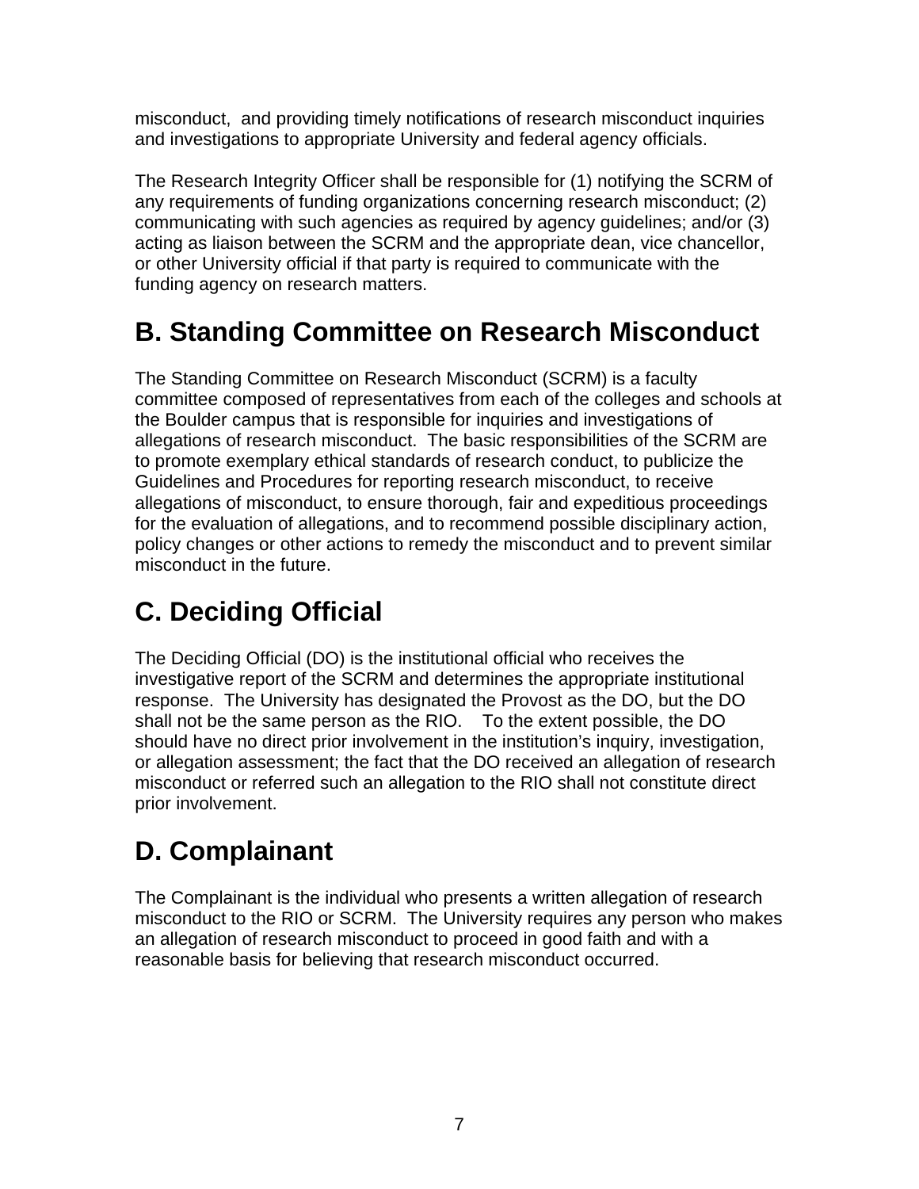misconduct, and providing timely notifications of research misconduct inquiries and investigations to appropriate University and federal agency officials.

The Research Integrity Officer shall be responsible for (1) notifying the SCRM of any requirements of funding organizations concerning research misconduct; (2) communicating with such agencies as required by agency guidelines; and/or (3) acting as liaison between the SCRM and the appropriate dean, vice chancellor, or other University official if that party is required to communicate with the funding agency on research matters.

## B. Standing Committee on Research Misconduct

The Standing Committee on Research Misconduct (SCRM) is a faculty committee composed of representatives from each of the colleges and schools at the Boulder campus that is responsible for inquiries and investigations of allegations of research misconduct. The basic responsibilities of the SCRM are to promote exemplary ethical standards of research conduct, to publicize the Guidelines and Procedures for reporting research misconduct, to receive allegations of misconduct, to ensure thorough, fair and expeditious proceedings for the evaluation of allegations, and to recommend possible disciplinary action, policy changes or other actions to remedy the misconduct and to prevent similar misconduct in the future.

## C. Deciding Official

The Deciding Official (DO) is the institutional official who receives the investigative report of the SCRM and determines the appropriate institutional response. The University has designated the Provost as the DO, but the DO shall not be the same person as the RIO. To the extent possible, the DO should have no direct prior involvement in the institution's inquiry, investigation, or allegation assessment; the fact that the DO received an allegation of research misconduct or referred such an allegation to the RIO shall not constitute direct prior involvement.

## D. Complainant

The Complainant is the individual who presents a written allegation of research misconduct to the RIO or SCRM. The University requires any person who makes an allegation of research misconduct to proceed in good faith and with a reasonable basis for believing that research misconduct occurred.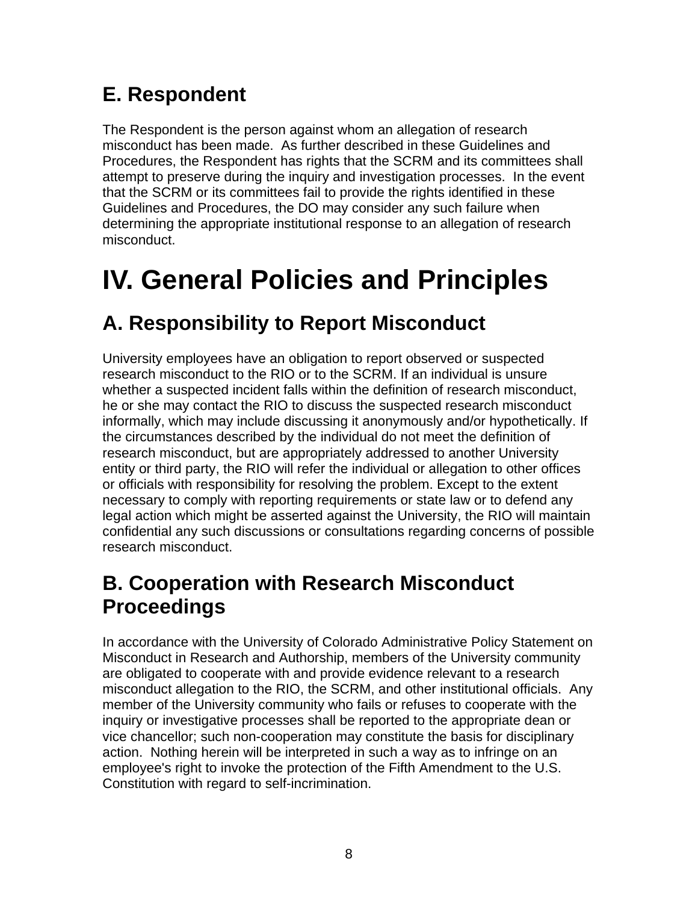## E. Respondent

The Respondent is the person against whom an allegation of research misconduct has been made. As further described in these Guidelines and Procedures, the Respondent has rights that the SCRM and its committees shall attempt to preserve during the inquiry and investigation processes. In the event that the SCRM or its committees fail to provide the rights identified in these Guidelines and Procedures, the DO may consider any such failure when determining the appropriate institutional response to an allegation of research misconduct.

# IV. General Policies and Principles

## A. Responsibility to Report Misconduct

University employees have an obligation to report observed or suspected research misconduct to the RIO or to the SCRM. If an individual is unsure whether a suspected incident falls within the definition of research misconduct, he or she may contact the RIO to discuss the suspected research misconduct informally, which may include discussing it anonymously and/or hypothetically. If the circumstances described by the individual do not meet the definition of research misconduct, but are appropriately addressed to another University entity or third party, the RIO will refer the individual or allegation to other offices or officials with responsibility for resolving the problem. Except to the extent necessary to comply with reporting requirements or state law or to defend any legal action which might be asserted against the University, the RIO will maintain confidential any such discussions or consultations regarding concerns of possible research misconduct.

## B. Cooperation with Research Misconduct Proceedings

In accordance with the University of Colorado Administrative Policy Statement on Misconduct in Research and Authorship, members of the University community are obligated to cooperate with and provide evidence relevant to a research misconduct allegation to the RIO, the SCRM, and other institutional officials. Any member of the University community who fails or refuses to cooperate with the inquiry or investigative processes shall be reported to the appropriate dean or vice chancellor; such non-cooperation may constitute the basis for disciplinary action. Nothing herein will be interpreted in such a way as to infringe on an employee's right to invoke the protection of the Fifth Amendment to the U.S. Constitution with regard to self-incrimination.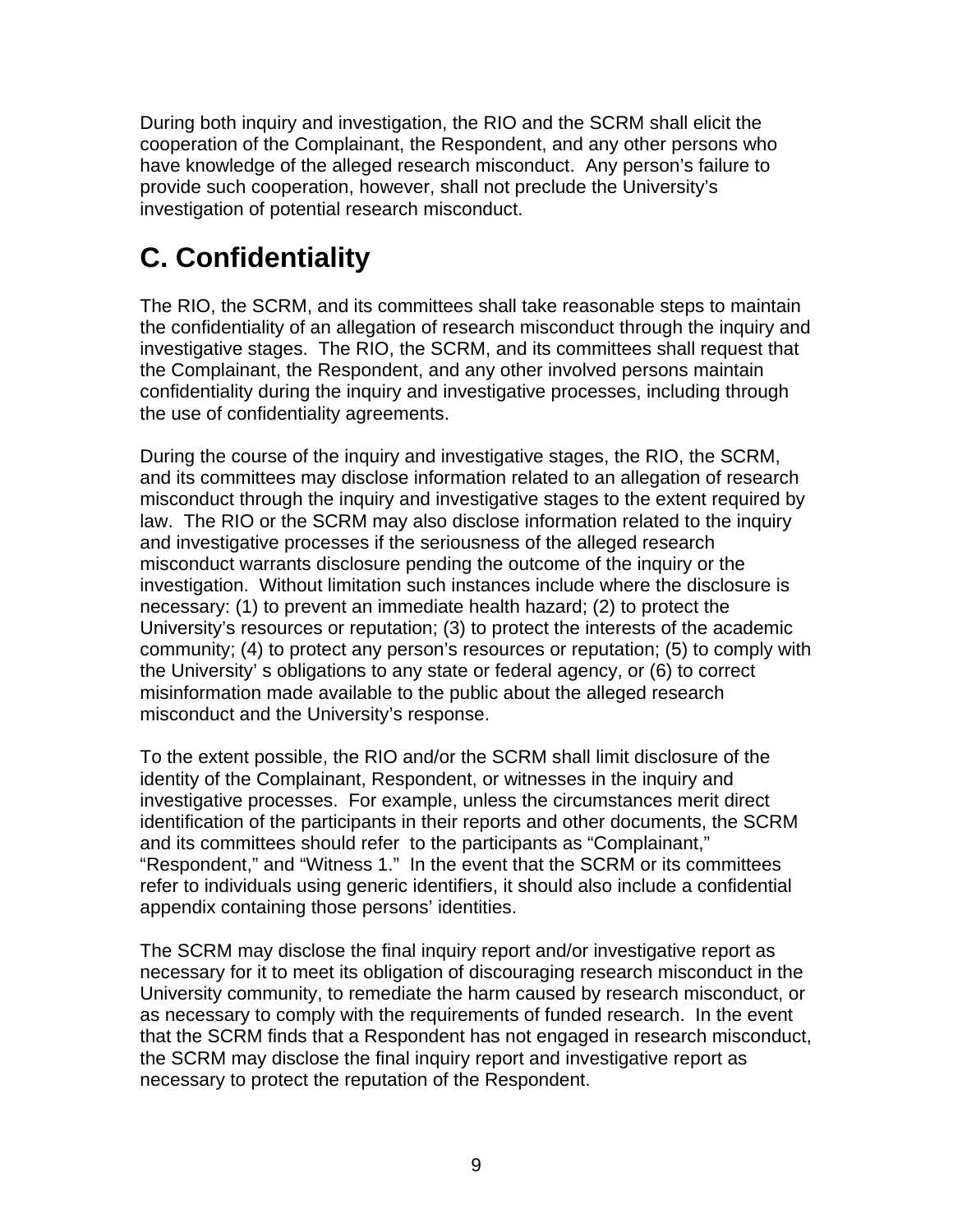During both inquiry and investigation, the RIO and the SCRM shall elicit the cooperation of the Complainant, the Respondent, and any other persons who have knowledge of the alleged research misconduct. Any person's failure to provide such cooperation, however, shall not preclude the University's investigation of potential research misconduct.

## C. Confidentiality

The RIO, the SCRM, and its committees shall take reasonable steps to maintain the confidentiality of an allegation of research misconduct through the inquiry and investigative stages. The RIO, the SCRM, and its committees shall request that the Complainant, the Respondent, and any other involved persons maintain confidentiality during the inquiry and investigative processes, including through the use of confidentiality agreements.

During the course of the inquiry and investigative stages, the RIO, the SCRM, and its committees may disclose information related to an allegation of research misconduct through the inquiry and investigative stages to the extent required by law. The RIO or the SCRM may also disclose information related to the inquiry and investigative processes if the seriousness of the alleged research misconduct warrants disclosure pending the outcome of the inquiry or the investigation. Without limitation such instances include where the disclosure is necessary: (1) to prevent an immediate health hazard; (2) to protect the University's resources or reputation; (3) to protect the interests of the academic community; (4) to protect any person's resources or reputation; (5) to comply with the University' s obligations to any state or federal agency, or (6) to correct misinformation made available to the public about the alleged research misconduct and the University's response.

To the extent possible, the RIO and/or the SCRM shall limit disclosure of the identity of the Complainant, Respondent, or witnesses in the inquiry and investigative processes. For example, unless the circumstances merit direct identification of the participants in their reports and other documents, the SCRM and its committees should refer to the participants as "Complainant," "Respondent," and "Witness 1." In the event that the SCRM or its committees refer to individuals using generic identifiers, it should also include a confidential appendix containing those persons' identities.

The SCRM may disclose the final inquiry report and/or investigative report as necessary for it to meet its obligation of discouraging research misconduct in the University community, to remediate the harm caused by research misconduct, or as necessary to comply with the requirements of funded research. In the event that the SCRM finds that a Respondent has not engaged in research misconduct, the SCRM may disclose the final inquiry report and investigative report as necessary to protect the reputation of the Respondent.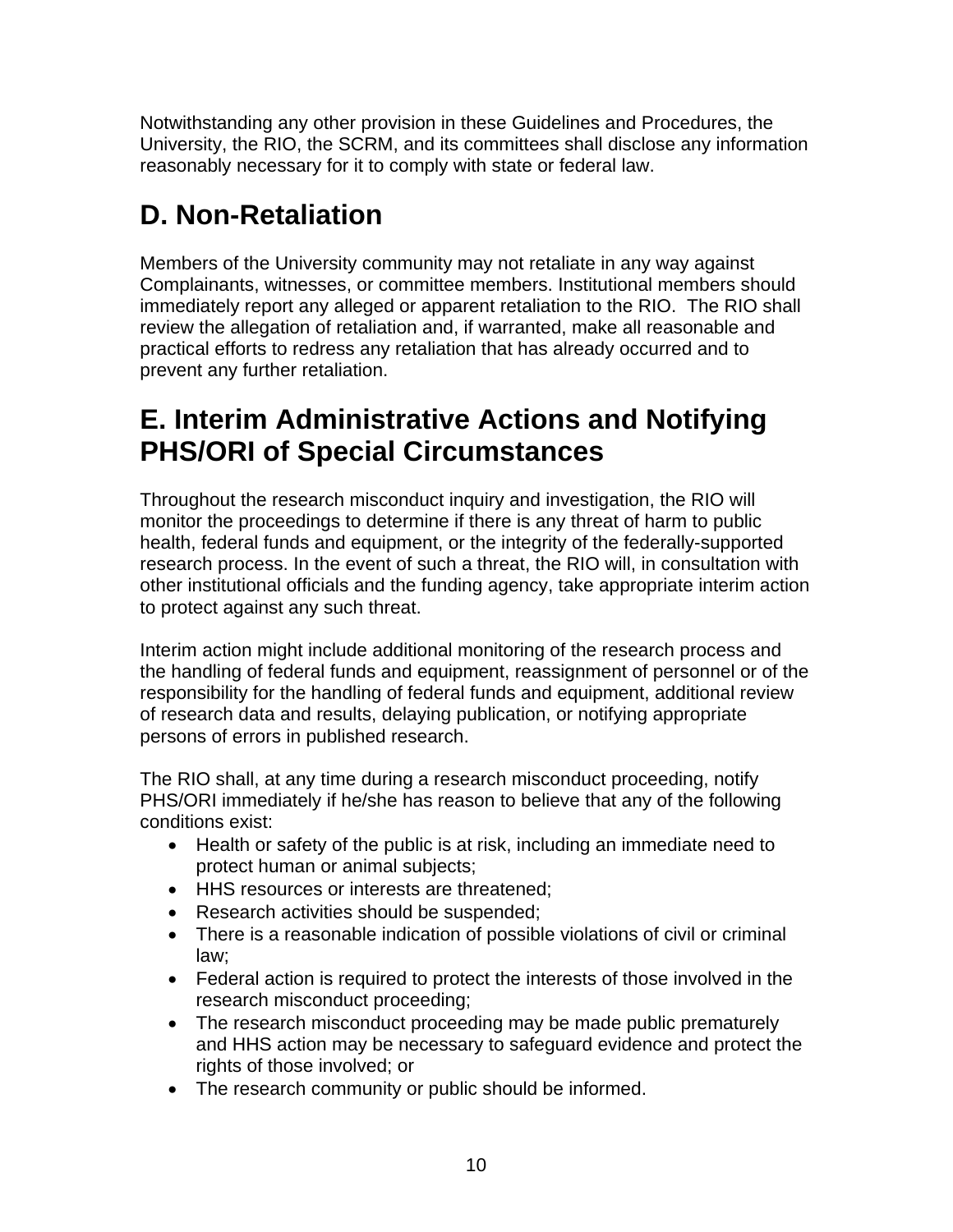Notwithstanding any other provision in these Guidelines and Procedures, the University, the RIO, the SCRM, and its committees shall disclose any information reasonably necessary for it to comply with state or federal law.

## D. Non-Retaliation

Members of the University community may not retaliate in any way against Complainants, witnesses, or committee members. Institutional members should immediately report any alleged or apparent retaliation to the RIO. The RIO shall review the allegation of retaliation and, if warranted, make all reasonable and practical efforts to redress any retaliation that has already occurred and to prevent any further retaliation.

## E. Interim Administrative Actions and Notifying PHS/ORI of Special Circumstances

Throughout the research misconduct inquiry and investigation, the RIO will monitor the proceedings to determine if there is any threat of harm to public health, federal funds and equipment, or the integrity of the federally-supported research process. In the event of such a threat, the RIO will, in consultation with other institutional officials and the funding agency, take appropriate interim action to protect against any such threat.

Interim action might include additional monitoring of the research process and the handling of federal funds and equipment, reassignment of personnel or of the responsibility for the handling of federal funds and equipment, additional review of research data and results, delaying publication, or notifying appropriate persons of errors in published research.

The RIO shall, at any time during a research misconduct proceeding, notify PHS/ORI immediately if he/she has reason to believe that any of the following conditions exist:

- Health or safety of the public is at risk, including an immediate need to protect human or animal subjects;
- HHS resources or interests are threatened;
- Research activities should be suspended;
- There is a reasonable indication of possible violations of civil or criminal law;
- Federal action is required to protect the interests of those involved in the research misconduct proceeding;
- The research misconduct proceeding may be made public prematurely and HHS action may be necessary to safeguard evidence and protect the rights of those involved; or
- The research community or public should be informed.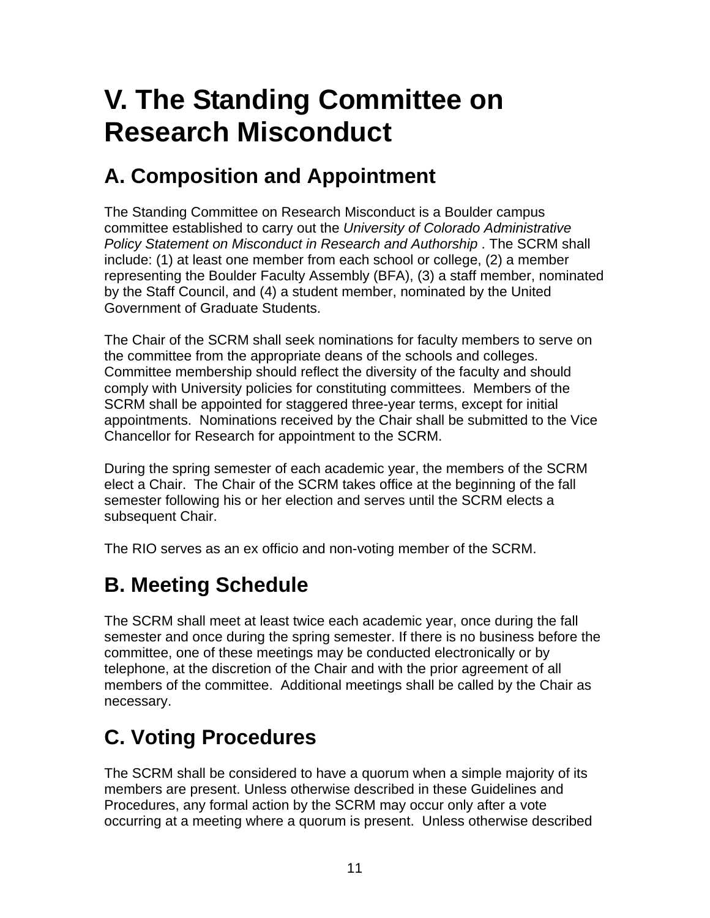# V. The Standing Committee on Research Misconduct

## A. Composition and Appointment

The Standing Committee on Research Misconduct is a Boulder campus committee established to carry out the *University of Colorado Administrative Policy Statement on Misconduct in Research and Authorship* . The SCRM shall include: (1) at least one member from each school or college, (2) a member representing the Boulder Faculty Assembly (BFA), (3) a staff member, nominated by the Staff Council, and (4) a student member, nominated by the United Government of Graduate Students.

The Chair of the SCRM shall seek nominations for faculty members to serve on the committee from the appropriate deans of the schools and colleges. Committee membership should reflect the diversity of the faculty and should comply with University policies for constituting committees. Members of the SCRM shall be appointed for staggered three-year terms, except for initial appointments. Nominations received by the Chair shall be submitted to the Vice Chancellor for Research for appointment to the SCRM.

During the spring semester of each academic year, the members of the SCRM elect a Chair. The Chair of the SCRM takes office at the beginning of the fall semester following his or her election and serves until the SCRM elects a subsequent Chair.

The RIO serves as an ex officio and non-voting member of the SCRM.

## B. Meeting Schedule

The SCRM shall meet at least twice each academic year, once during the fall semester and once during the spring semester. If there is no business before the committee, one of these meetings may be conducted electronically or by telephone, at the discretion of the Chair and with the prior agreement of all members of the committee. Additional meetings shall be called by the Chair as necessary.

## C. Voting Procedures

The SCRM shall be considered to have a quorum when a simple majority of its members are present. Unless otherwise described in these Guidelines and Procedures, any formal action by the SCRM may occur only after a vote occurring at a meeting where a quorum is present. Unless otherwise described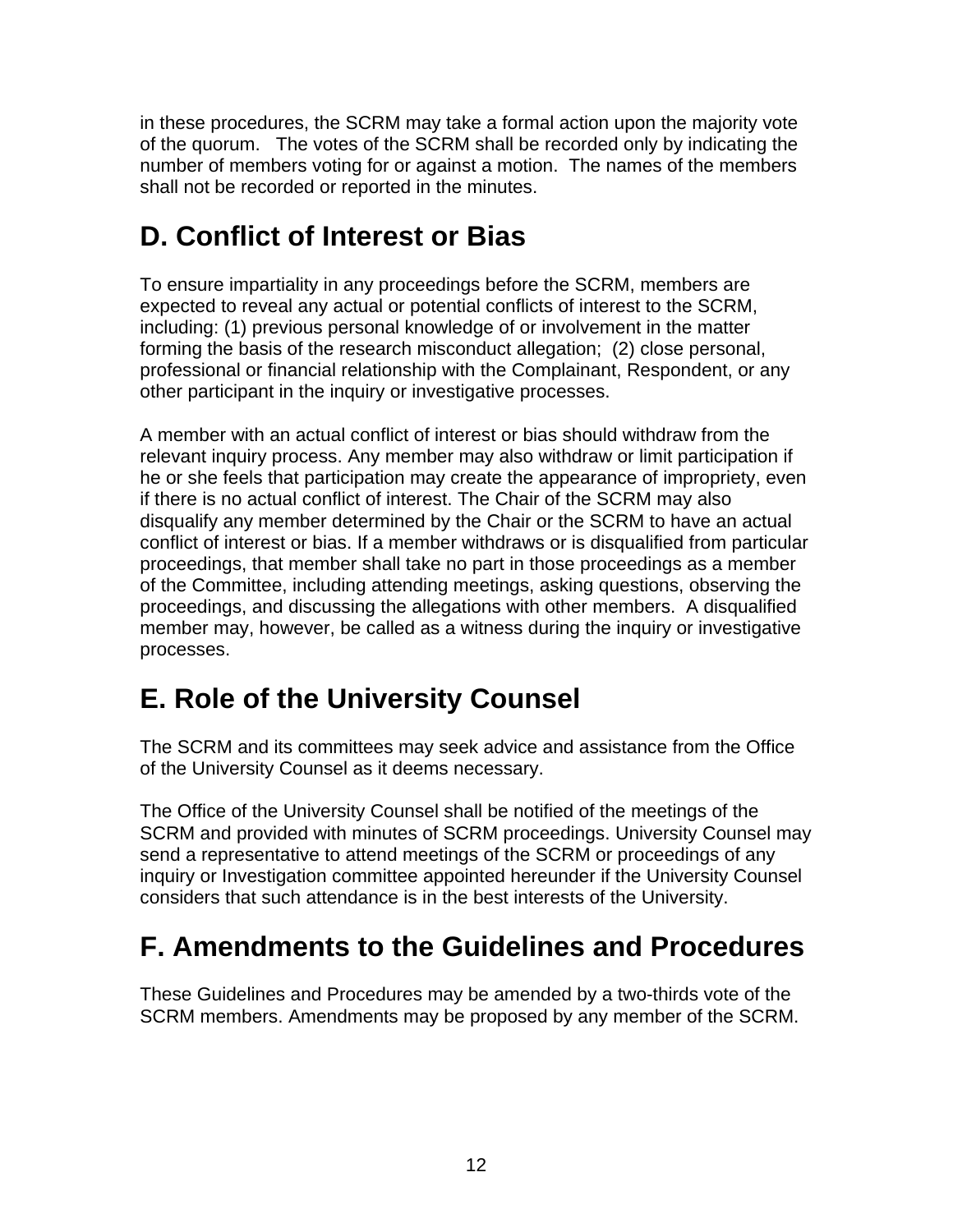in these procedures, the SCRM may take a formal action upon the majority vote of the quorum. The votes of the SCRM shall be recorded only by indicating the number of members voting for or against a motion. The names of the members shall not be recorded or reported in the minutes.

## D. Conflict of Interest or Bias

To ensure impartiality in any proceedings before the SCRM, members are expected to reveal any actual or potential conflicts of interest to the SCRM, including: (1) previous personal knowledge of or involvement in the matter forming the basis of the research misconduct allegation; (2) close personal, professional or financial relationship with the Complainant, Respondent, or any other participant in the inquiry or investigative processes.

A member with an actual conflict of interest or bias should withdraw from the relevant inquiry process. Any member may also withdraw or limit participation if he or she feels that participation may create the appearance of impropriety, even if there is no actual conflict of interest. The Chair of the SCRM may also disqualify any member determined by the Chair or the SCRM to have an actual conflict of interest or bias. If a member withdraws or is disqualified from particular proceedings, that member shall take no part in those proceedings as a member of the Committee, including attending meetings, asking questions, observing the proceedings, and discussing the allegations with other members. A disqualified member may, however, be called as a witness during the inquiry or investigative processes.

## E. Role of the University Counsel

The SCRM and its committees may seek advice and assistance from the Office of the University Counsel as it deems necessary.

The Office of the University Counsel shall be notified of the meetings of the SCRM and provided with minutes of SCRM proceedings. University Counsel may send a representative to attend meetings of the SCRM or proceedings of any inquiry or Investigation committee appointed hereunder if the University Counsel considers that such attendance is in the best interests of the University.

## F. Amendments to the Guidelines and Procedures

These Guidelines and Procedures may be amended by a two-thirds vote of the SCRM members. Amendments may be proposed by any member of the SCRM.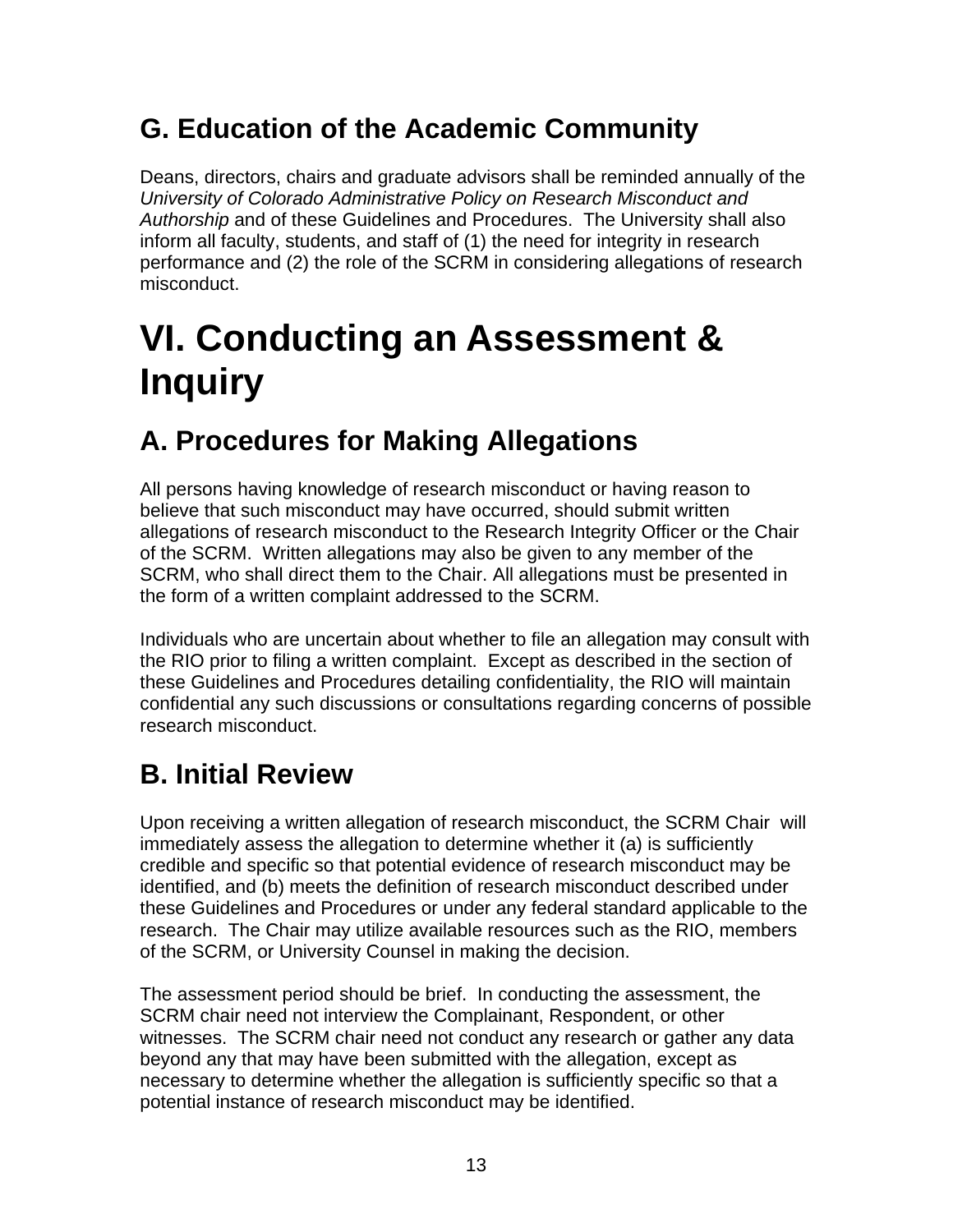## G. Education of the Academic Community

Deans, directors, chairs and graduate advisors shall be reminded annually of the *University of Colorado Administrative Policy on Research Misconduct and Authorship* and of these Guidelines and Procedures. The University shall also inform all faculty, students, and staff of (1) the need for integrity in research performance and (2) the role of the SCRM in considering allegations of research misconduct.

# VI. Conducting an Assessment & Inquiry

## A. Procedures for Making Allegations

All persons having knowledge of research misconduct or having reason to believe that such misconduct may have occurred, should submit written allegations of research misconduct to the Research Integrity Officer or the Chair of the SCRM. Written allegations may also be given to any member of the SCRM, who shall direct them to the Chair. All allegations must be presented in the form of a written complaint addressed to the SCRM.

Individuals who are uncertain about whether to file an allegation may consult with the RIO prior to filing a written complaint. Except as described in the section of these Guidelines and Procedures detailing confidentiality, the RIO will maintain confidential any such discussions or consultations regarding concerns of possible research misconduct.

## B. Initial Review

Upon receiving a written allegation of research misconduct, the SCRM Chair will immediately assess the allegation to determine whether it (a) is sufficiently credible and specific so that potential evidence of research misconduct may be identified, and (b) meets the definition of research misconduct described under these Guidelines and Procedures or under any federal standard applicable to the research. The Chair may utilize available resources such as the RIO, members of the SCRM, or University Counsel in making the decision.

The assessment period should be brief. In conducting the assessment, the SCRM chair need not interview the Complainant, Respondent, or other witnesses. The SCRM chair need not conduct any research or gather any data beyond any that may have been submitted with the allegation, except as necessary to determine whether the allegation is sufficiently specific so that a potential instance of research misconduct may be identified.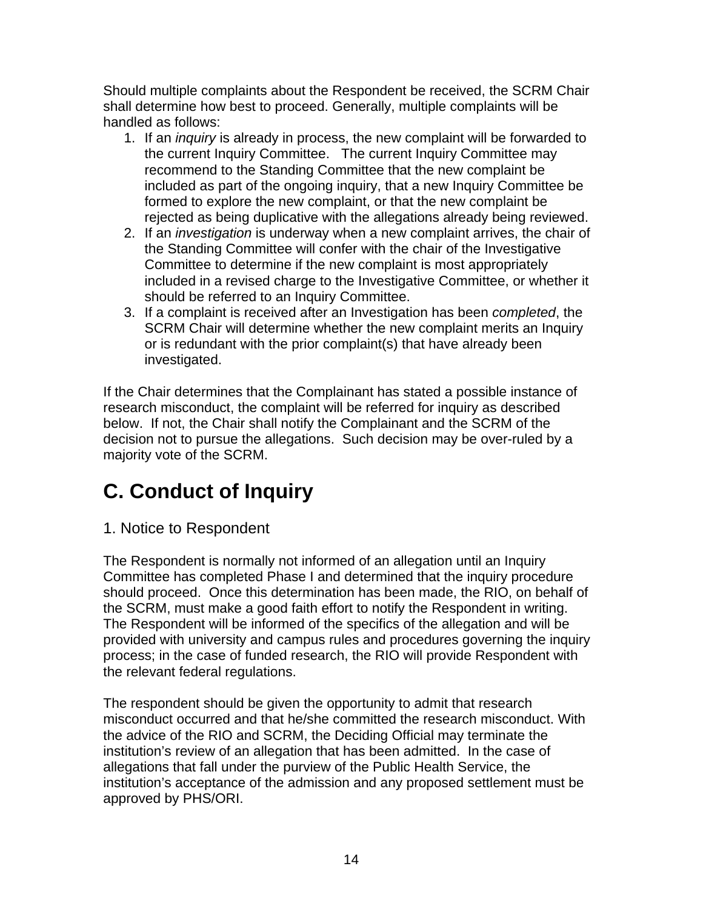Should multiple complaints about the Respondent be received, the SCRM Chair shall determine how best to proceed. Generally, multiple complaints will be handled as follows:

1. If an *inquiry* is already in process, the new complaint will be forwarded to the current Inquiry Committee. The current Inquiry Committee may recommend to the Standing Committee that the new complaint be included as part of the ongoing inquiry, that a new Inquiry Committee be formed to explore the new complaint, or that the new complaint be rejected as being duplicative with the allegations already being reviewed.
2. If an *investigation* is underway when a new complaint arrives, the chair of the Standing Committee will confer with the chair of the Investigative Committee to determine if the new complaint is most appropriately included in a revised charge to the Investigative Committee, or whether it should be referred to an Inquiry Committee.
3. If a complaint is received after an Investigation has been *completed*, the SCRM Chair will determine whether the new complaint merits an Inquiry or is redundant with the prior complaint(s) that have already been investigated.

If the Chair determines that the Complainant has stated a possible instance of research misconduct, the complaint will be referred for inquiry as described below. If not, the Chair shall notify the Complainant and the SCRM of the decision not to pursue the allegations. Such decision may be over-ruled by a majority vote of the SCRM.

# C. Conduct of Inquiry

## 1. Notice to Respondent

The Respondent is normally not informed of an allegation until an Inquiry Committee has completed Phase I and determined that the inquiry procedure should proceed. Once this determination has been made, the RIO, on behalf of the SCRM, must make a good faith effort to notify the Respondent in writing. The Respondent will be informed of the specifics of the allegation and will be provided with university and campus rules and procedures governing the inquiry process; in the case of funded research, the RIO will provide Respondent with the relevant federal regulations.

The respondent should be given the opportunity to admit that research misconduct occurred and that he/she committed the research misconduct. With the advice of the RIO and SCRM, the Deciding Official may terminate the institution's review of an allegation that has been admitted. In the case of allegations that fall under the purview of the Public Health Service, the institution's acceptance of the admission and any proposed settlement must be approved by PHS/ORI.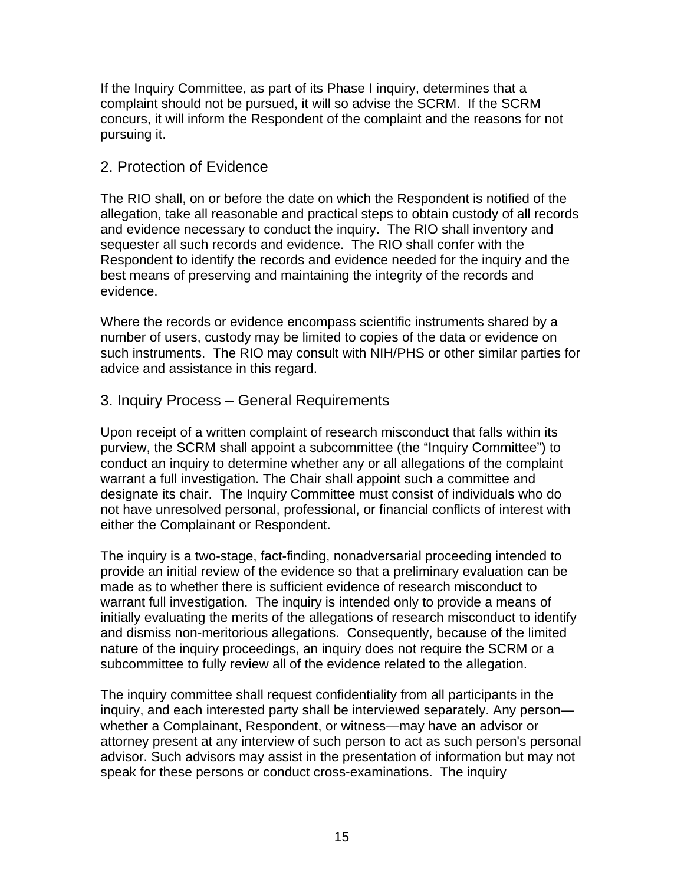If the Inquiry Committee, as part of its Phase I inquiry, determines that a complaint should not be pursued, it will so advise the SCRM. If the SCRM concurs, it will inform the Respondent of the complaint and the reasons for not pursuing it.

## 2. Protection of Evidence

The RIO shall, on or before the date on which the Respondent is notified of the allegation, take all reasonable and practical steps to obtain custody of all records and evidence necessary to conduct the inquiry. The RIO shall inventory and sequester all such records and evidence. The RIO shall confer with the Respondent to identify the records and evidence needed for the inquiry and the best means of preserving and maintaining the integrity of the records and evidence.

Where the records or evidence encompass scientific instruments shared by a number of users, custody may be limited to copies of the data or evidence on such instruments. The RIO may consult with NIH/PHS or other similar parties for advice and assistance in this regard.

## 3. Inquiry Process – General Requirements

Upon receipt of a written complaint of research misconduct that falls within its purview, the SCRM shall appoint a subcommittee (the "Inquiry Committee") to conduct an inquiry to determine whether any or all allegations of the complaint warrant a full investigation. The Chair shall appoint such a committee and designate its chair. The Inquiry Committee must consist of individuals who do not have unresolved personal, professional, or financial conflicts of interest with either the Complainant or Respondent.

The inquiry is a two-stage, fact-finding, nonadversarial proceeding intended to provide an initial review of the evidence so that a preliminary evaluation can be made as to whether there is sufficient evidence of research misconduct to warrant full investigation. The inquiry is intended only to provide a means of initially evaluating the merits of the allegations of research misconduct to identify and dismiss non-meritorious allegations. Consequently, because of the limited nature of the inquiry proceedings, an inquiry does not require the SCRM or a subcommittee to fully review all of the evidence related to the allegation.

The inquiry committee shall request confidentiality from all participants in the inquiry, and each interested party shall be interviewed separately. Any person—whether a Complainant, Respondent, or witness—may have an advisor or attorney present at any interview of such person to act as such person's personal advisor. Such advisors may assist in the presentation of information but may not speak for these persons or conduct cross-examinations. The inquiry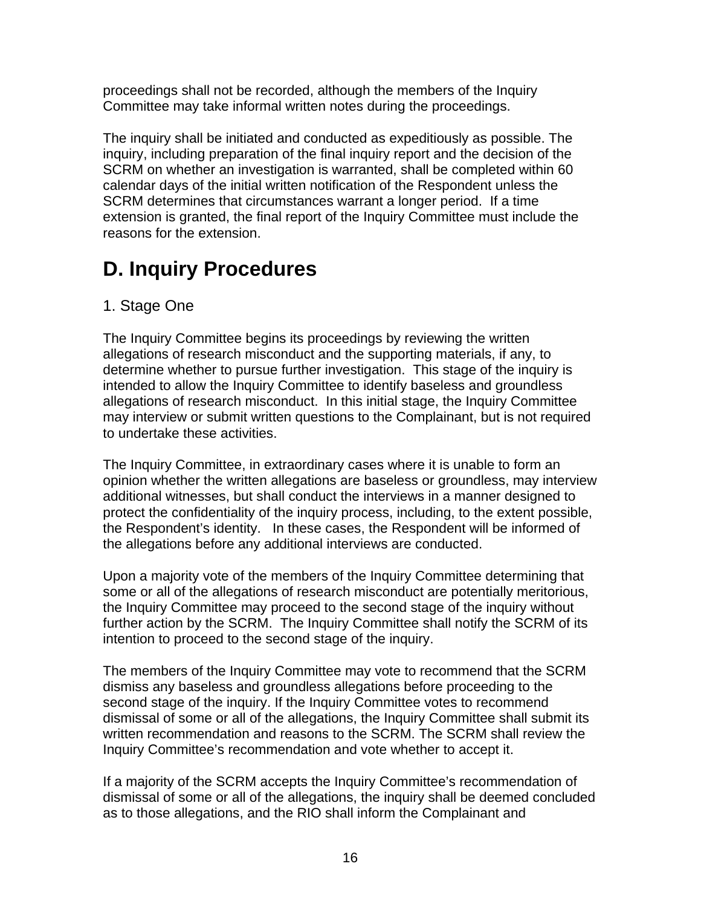proceedings shall not be recorded, although the members of the Inquiry Committee may take informal written notes during the proceedings.

The inquiry shall be initiated and conducted as expeditiously as possible. The inquiry, including preparation of the final inquiry report and the decision of the SCRM on whether an investigation is warranted, shall be completed within 60 calendar days of the initial written notification of the Respondent unless the SCRM determines that circumstances warrant a longer period. If a time extension is granted, the final report of the Inquiry Committee must include the reasons for the extension.

# D. Inquiry Procedures

## 1. Stage One

The Inquiry Committee begins its proceedings by reviewing the written allegations of research misconduct and the supporting materials, if any, to determine whether to pursue further investigation. This stage of the inquiry is intended to allow the Inquiry Committee to identify baseless and groundless allegations of research misconduct. In this initial stage, the Inquiry Committee may interview or submit written questions to the Complainant, but is not required to undertake these activities.

The Inquiry Committee, in extraordinary cases where it is unable to form an opinion whether the written allegations are baseless or groundless, may interview additional witnesses, but shall conduct the interviews in a manner designed to protect the confidentiality of the inquiry process, including, to the extent possible, the Respondent's identity. In these cases, the Respondent will be informed of the allegations before any additional interviews are conducted.

Upon a majority vote of the members of the Inquiry Committee determining that some or all of the allegations of research misconduct are potentially meritorious, the Inquiry Committee may proceed to the second stage of the inquiry without further action by the SCRM. The Inquiry Committee shall notify the SCRM of its intention to proceed to the second stage of the inquiry.

The members of the Inquiry Committee may vote to recommend that the SCRM dismiss any baseless and groundless allegations before proceeding to the second stage of the inquiry. If the Inquiry Committee votes to recommend dismissal of some or all of the allegations, the Inquiry Committee shall submit its written recommendation and reasons to the SCRM. The SCRM shall review the Inquiry Committee's recommendation and vote whether to accept it.

If a majority of the SCRM accepts the Inquiry Committee's recommendation of dismissal of some or all of the allegations, the inquiry shall be deemed concluded as to those allegations, and the RIO shall inform the Complainant and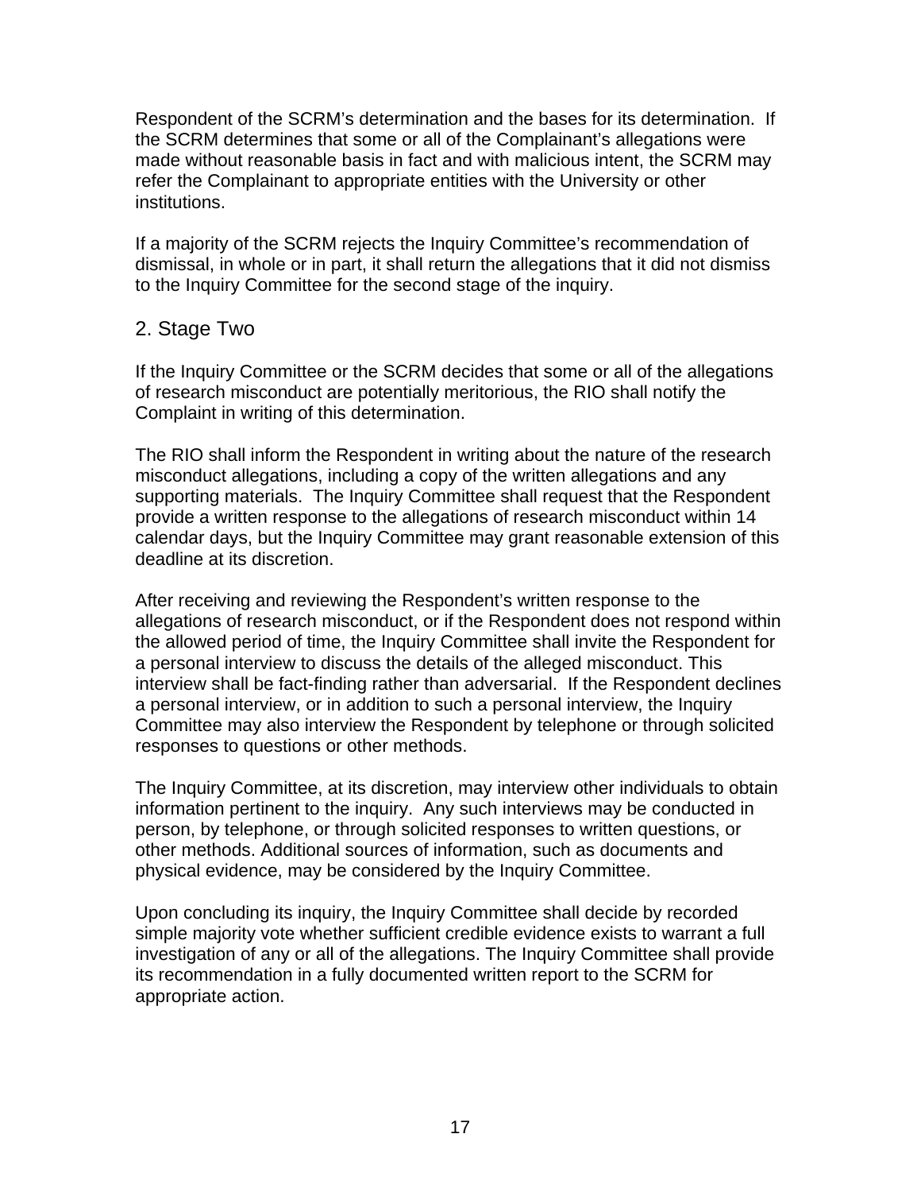Respondent of the SCRM's determination and the bases for its determination. If the SCRM determines that some or all of the Complainant's allegations were made without reasonable basis in fact and with malicious intent, the SCRM may refer the Complainant to appropriate entities with the University or other institutions.

If a majority of the SCRM rejects the Inquiry Committee's recommendation of dismissal, in whole or in part, it shall return the allegations that it did not dismiss to the Inquiry Committee for the second stage of the inquiry.

## 2. Stage Two

If the Inquiry Committee or the SCRM decides that some or all of the allegations of research misconduct are potentially meritorious, the RIO shall notify the Complaint in writing of this determination.

The RIO shall inform the Respondent in writing about the nature of the research misconduct allegations, including a copy of the written allegations and any supporting materials. The Inquiry Committee shall request that the Respondent provide a written response to the allegations of research misconduct within 14 calendar days, but the Inquiry Committee may grant reasonable extension of this deadline at its discretion.

After receiving and reviewing the Respondent's written response to the allegations of research misconduct, or if the Respondent does not respond within the allowed period of time, the Inquiry Committee shall invite the Respondent for a personal interview to discuss the details of the alleged misconduct. This interview shall be fact-finding rather than adversarial. If the Respondent declines a personal interview, or in addition to such a personal interview, the Inquiry Committee may also interview the Respondent by telephone or through solicited responses to questions or other methods.

The Inquiry Committee, at its discretion, may interview other individuals to obtain information pertinent to the inquiry. Any such interviews may be conducted in person, by telephone, or through solicited responses to written questions, or other methods. Additional sources of information, such as documents and physical evidence, may be considered by the Inquiry Committee.

Upon concluding its inquiry, the Inquiry Committee shall decide by recorded simple majority vote whether sufficient credible evidence exists to warrant a full investigation of any or all of the allegations. The Inquiry Committee shall provide its recommendation in a fully documented written report to the SCRM for appropriate action.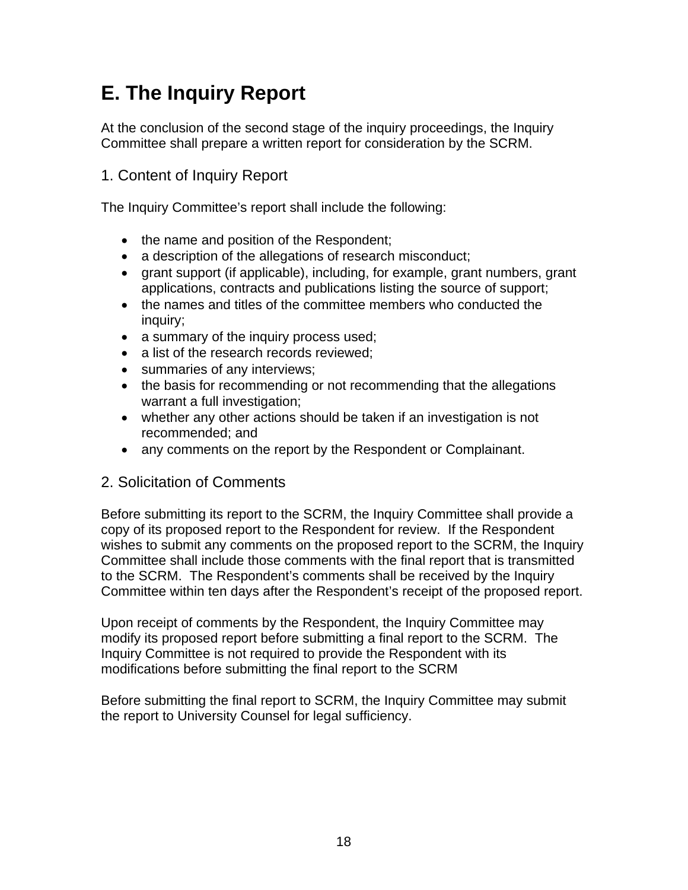# E. The Inquiry Report

At the conclusion of the second stage of the inquiry proceedings, the Inquiry Committee shall prepare a written report for consideration by the SCRM.

## 1. Content of Inquiry Report

The Inquiry Committee's report shall include the following:

- the name and position of the Respondent;
- a description of the allegations of research misconduct;
- grant support (if applicable), including, for example, grant numbers, grant applications, contracts and publications listing the source of support;
- the names and titles of the committee members who conducted the inquiry;
- a summary of the inquiry process used;
- a list of the research records reviewed;
- summaries of any interviews;
- the basis for recommending or not recommending that the allegations warrant a full investigation;
- whether any other actions should be taken if an investigation is not recommended; and
- any comments on the report by the Respondent or Complainant.

## 2. Solicitation of Comments

Before submitting its report to the SCRM, the Inquiry Committee shall provide a copy of its proposed report to the Respondent for review. If the Respondent wishes to submit any comments on the proposed report to the SCRM, the Inquiry Committee shall include those comments with the final report that is transmitted to the SCRM. The Respondent's comments shall be received by the Inquiry Committee within ten days after the Respondent's receipt of the proposed report.

Upon receipt of comments by the Respondent, the Inquiry Committee may modify its proposed report before submitting a final report to the SCRM. The Inquiry Committee is not required to provide the Respondent with its modifications before submitting the final report to the SCRM

Before submitting the final report to SCRM, the Inquiry Committee may submit the report to University Counsel for legal sufficiency.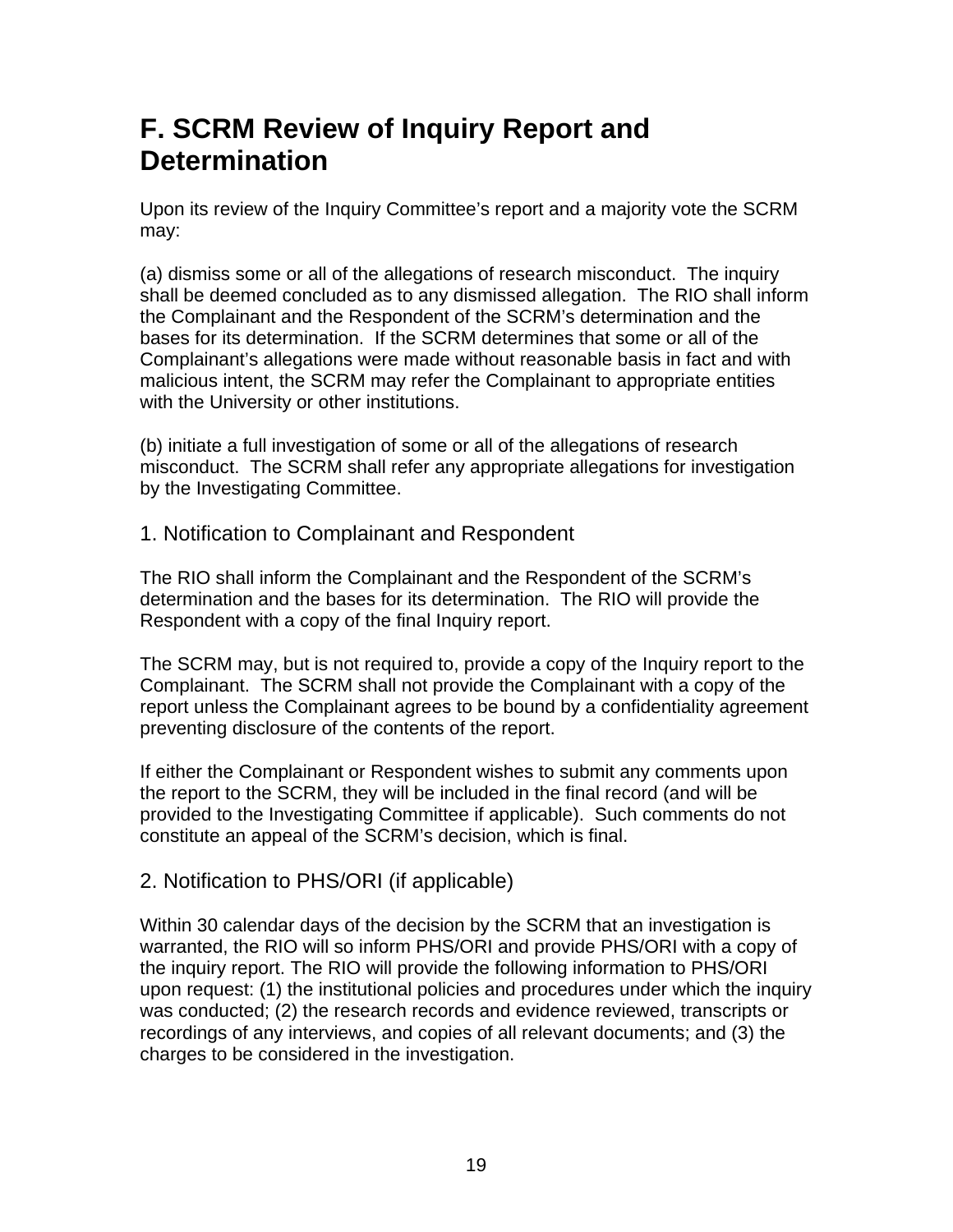## F. SCRM Review of Inquiry Report and Determination

Upon its review of the Inquiry Committee's report and a majority vote the SCRM may:

(a) dismiss some or all of the allegations of research misconduct. The inquiry shall be deemed concluded as to any dismissed allegation. The RIO shall inform the Complainant and the Respondent of the SCRM's determination and the bases for its determination. If the SCRM determines that some or all of the Complainant's allegations were made without reasonable basis in fact and with malicious intent, the SCRM may refer the Complainant to appropriate entities with the University or other institutions.

(b) initiate a full investigation of some or all of the allegations of research misconduct. The SCRM shall refer any appropriate allegations for investigation by the Investigating Committee.

### 1. Notification to Complainant and Respondent

The RIO shall inform the Complainant and the Respondent of the SCRM's determination and the bases for its determination. The RIO will provide the Respondent with a copy of the final Inquiry report.

The SCRM may, but is not required to, provide a copy of the Inquiry report to the Complainant. The SCRM shall not provide the Complainant with a copy of the report unless the Complainant agrees to be bound by a confidentiality agreement preventing disclosure of the contents of the report.

If either the Complainant or Respondent wishes to submit any comments upon the report to the SCRM, they will be included in the final record (and will be provided to the Investigating Committee if applicable). Such comments do not constitute an appeal of the SCRM's decision, which is final.

### 2. Notification to PHS/ORI (if applicable)

Within 30 calendar days of the decision by the SCRM that an investigation is warranted, the RIO will so inform PHS/ORI and provide PHS/ORI with a copy of the inquiry report. The RIO will provide the following information to PHS/ORI upon request: (1) the institutional policies and procedures under which the inquiry was conducted; (2) the research records and evidence reviewed, transcripts or recordings of any interviews, and copies of all relevant documents; and (3) the charges to be considered in the investigation.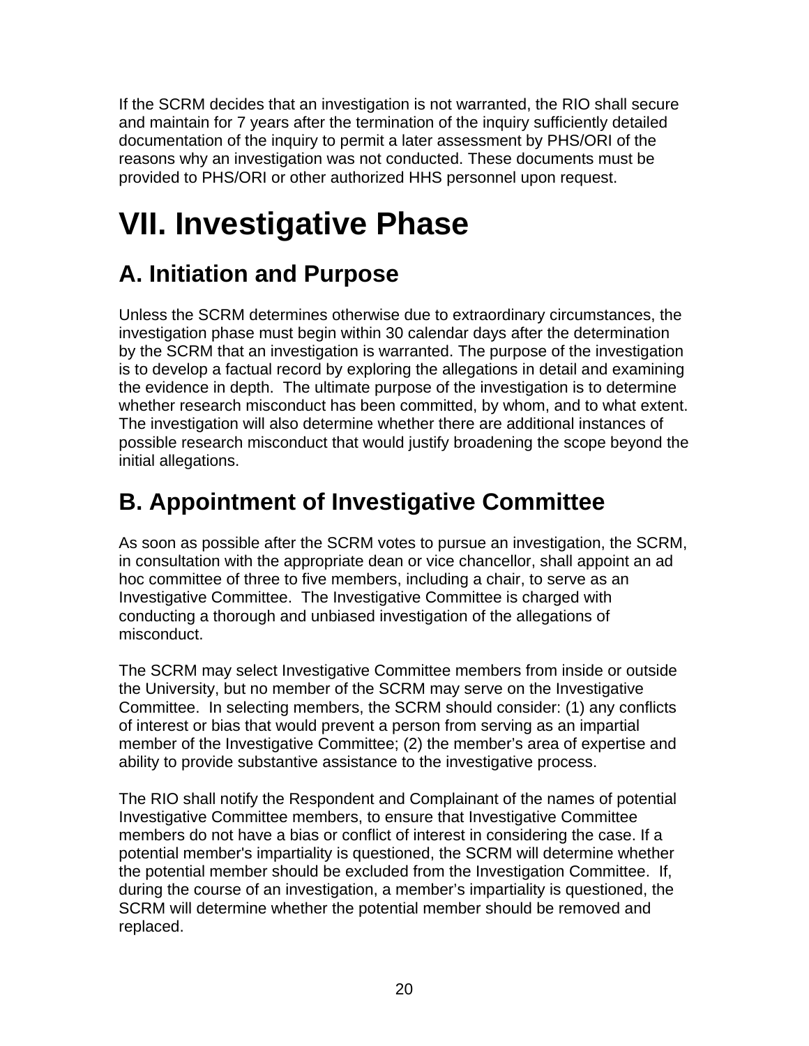If the SCRM decides that an investigation is not warranted, the RIO shall secure and maintain for 7 years after the termination of the inquiry sufficiently detailed documentation of the inquiry to permit a later assessment by PHS/ORI of the reasons why an investigation was not conducted. These documents must be provided to PHS/ORI or other authorized HHS personnel upon request.

# VII. Investigative Phase

## A. Initiation and Purpose

Unless the SCRM determines otherwise due to extraordinary circumstances, the investigation phase must begin within 30 calendar days after the determination by the SCRM that an investigation is warranted. The purpose of the investigation is to develop a factual record by exploring the allegations in detail and examining the evidence in depth. The ultimate purpose of the investigation is to determine whether research misconduct has been committed, by whom, and to what extent. The investigation will also determine whether there are additional instances of possible research misconduct that would justify broadening the scope beyond the initial allegations.

## B. Appointment of Investigative Committee

As soon as possible after the SCRM votes to pursue an investigation, the SCRM, in consultation with the appropriate dean or vice chancellor, shall appoint an ad hoc committee of three to five members, including a chair, to serve as an Investigative Committee. The Investigative Committee is charged with conducting a thorough and unbiased investigation of the allegations of misconduct.

The SCRM may select Investigative Committee members from inside or outside the University, but no member of the SCRM may serve on the Investigative Committee. In selecting members, the SCRM should consider: (1) any conflicts of interest or bias that would prevent a person from serving as an impartial member of the Investigative Committee; (2) the member's area of expertise and ability to provide substantive assistance to the investigative process.

The RIO shall notify the Respondent and Complainant of the names of potential Investigative Committee members, to ensure that Investigative Committee members do not have a bias or conflict of interest in considering the case. If a potential member's impartiality is questioned, the SCRM will determine whether the potential member should be excluded from the Investigation Committee. If, during the course of an investigation, a member's impartiality is questioned, the SCRM will determine whether the potential member should be removed and replaced.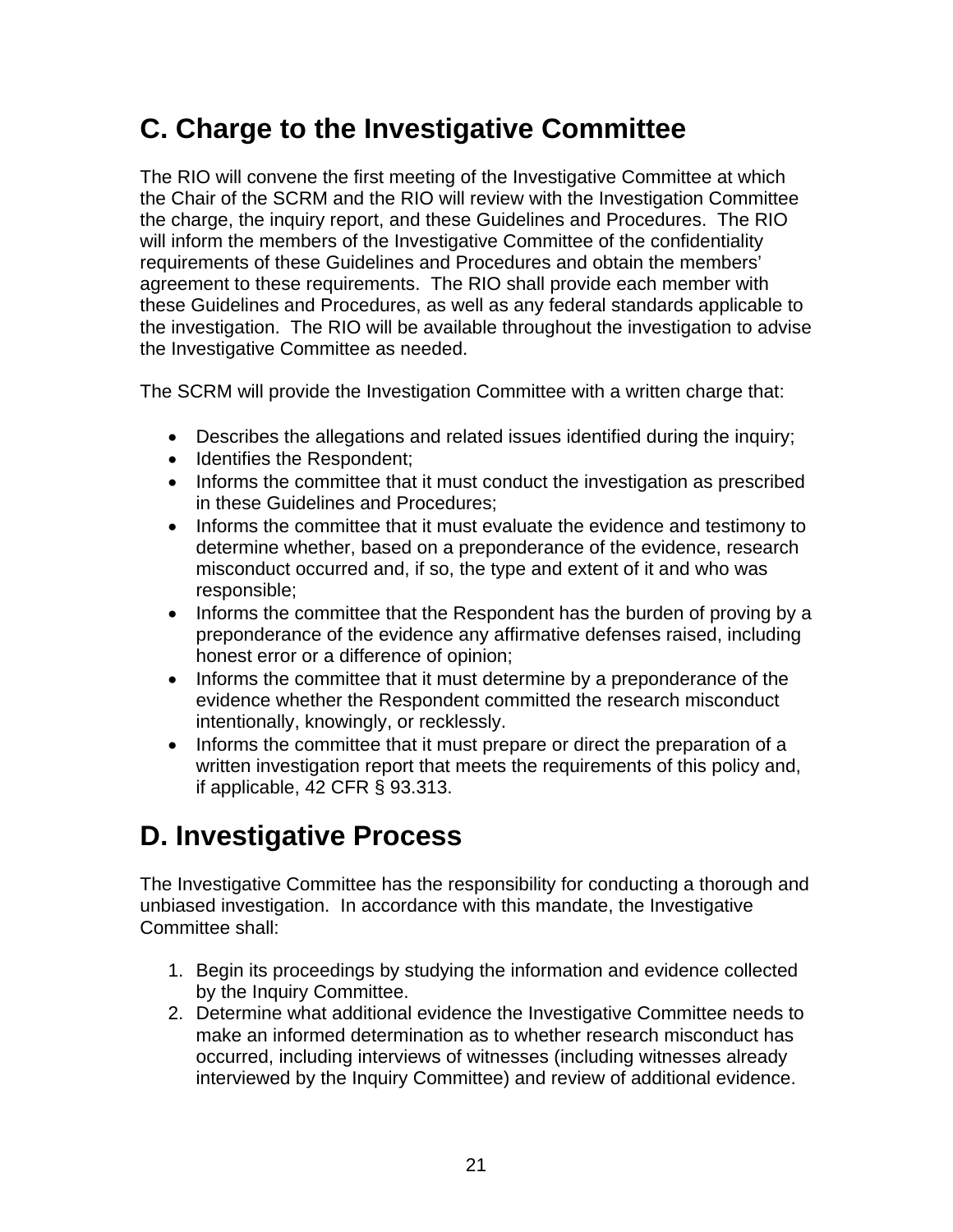## C. Charge to the Investigative Committee

The RIO will convene the first meeting of the Investigative Committee at which the Chair of the SCRM and the RIO will review with the Investigation Committee the charge, the inquiry report, and these Guidelines and Procedures. The RIO will inform the members of the Investigative Committee of the confidentiality requirements of these Guidelines and Procedures and obtain the members' agreement to these requirements. The RIO shall provide each member with these Guidelines and Procedures, as well as any federal standards applicable to the investigation. The RIO will be available throughout the investigation to advise the Investigative Committee as needed.

The SCRM will provide the Investigation Committee with a written charge that:

- Describes the allegations and related issues identified during the inquiry;
- Identifies the Respondent;
- Informs the committee that it must conduct the investigation as prescribed in these Guidelines and Procedures;
- Informs the committee that it must evaluate the evidence and testimony to determine whether, based on a preponderance of the evidence, research misconduct occurred and, if so, the type and extent of it and who was responsible;
- Informs the committee that the Respondent has the burden of proving by a preponderance of the evidence any affirmative defenses raised, including honest error or a difference of opinion;
- Informs the committee that it must determine by a preponderance of the evidence whether the Respondent committed the research misconduct intentionally, knowingly, or recklessly.
- Informs the committee that it must prepare or direct the preparation of a written investigation report that meets the requirements of this policy and, if applicable, 42 CFR § 93.313.

## D. Investigative Process

The Investigative Committee has the responsibility for conducting a thorough and unbiased investigation. In accordance with this mandate, the Investigative Committee shall:

1. Begin its proceedings by studying the information and evidence collected by the Inquiry Committee.
2. Determine what additional evidence the Investigative Committee needs to make an informed determination as to whether research misconduct has occurred, including interviews of witnesses (including witnesses already interviewed by the Inquiry Committee) and review of additional evidence.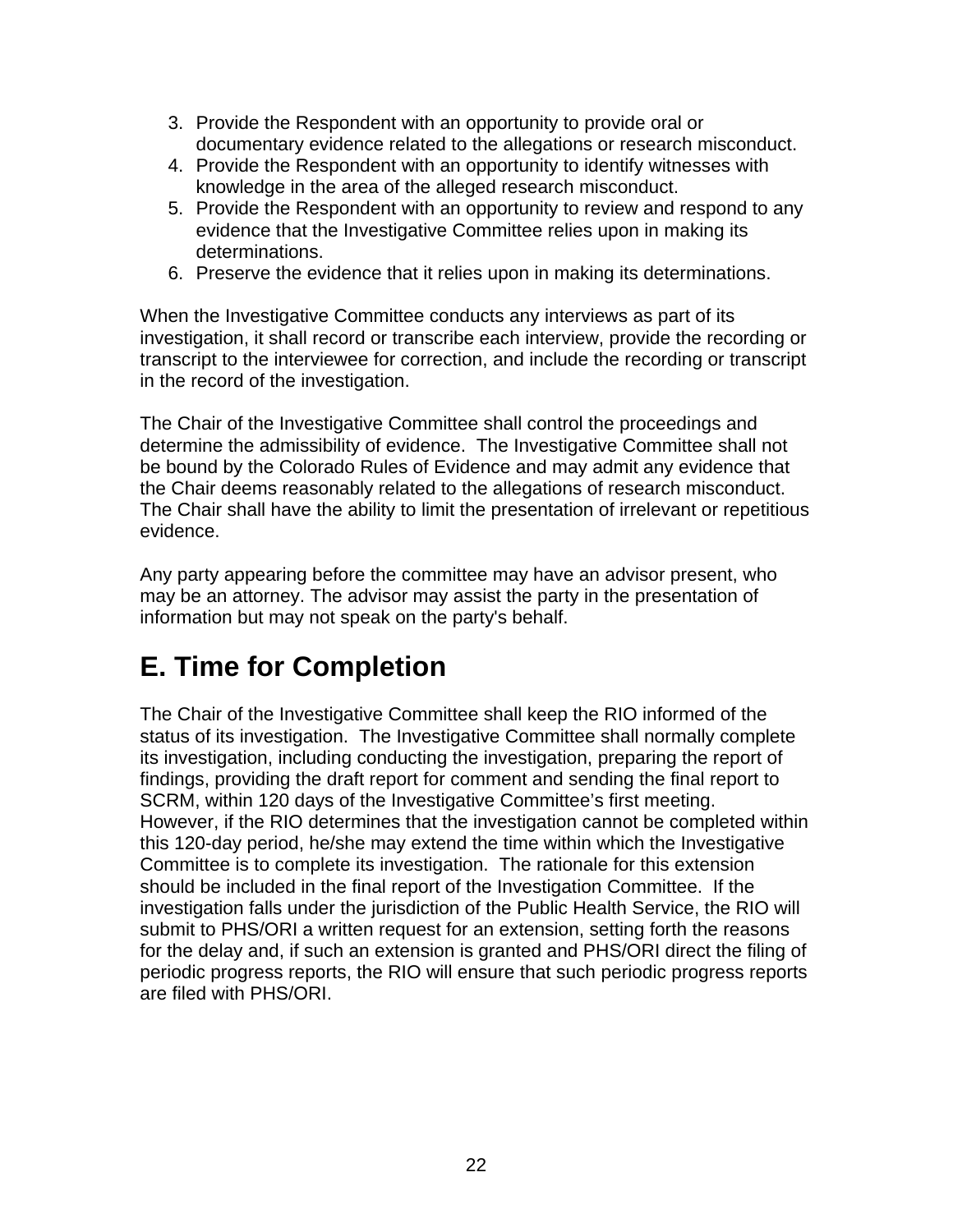3. Provide the Respondent with an opportunity to provide oral or documentary evidence related to the allegations or research misconduct.
4. Provide the Respondent with an opportunity to identify witnesses with knowledge in the area of the alleged research misconduct.
5. Provide the Respondent with an opportunity to review and respond to any evidence that the Investigative Committee relies upon in making its determinations.
6. Preserve the evidence that it relies upon in making its determinations.

When the Investigative Committee conducts any interviews as part of its investigation, it shall record or transcribe each interview, provide the recording or transcript to the interviewee for correction, and include the recording or transcript in the record of the investigation.

The Chair of the Investigative Committee shall control the proceedings and determine the admissibility of evidence. The Investigative Committee shall not be bound by the Colorado Rules of Evidence and may admit any evidence that the Chair deems reasonably related to the allegations of research misconduct. The Chair shall have the ability to limit the presentation of irrelevant or repetitious evidence.

Any party appearing before the committee may have an advisor present, who may be an attorney. The advisor may assist the party in the presentation of information but may not speak on the party's behalf.

# E. Time for Completion

The Chair of the Investigative Committee shall keep the RIO informed of the status of its investigation. The Investigative Committee shall normally complete its investigation, including conducting the investigation, preparing the report of findings, providing the draft report for comment and sending the final report to SCRM, within 120 days of the Investigative Committee's first meeting. However, if the RIO determines that the investigation cannot be completed within this 120-day period, he/she may extend the time within which the Investigative Committee is to complete its investigation. The rationale for this extension should be included in the final report of the Investigation Committee. If the investigation falls under the jurisdiction of the Public Health Service, the RIO will submit to PHS/ORI a written request for an extension, setting forth the reasons for the delay and, if such an extension is granted and PHS/ORI direct the filing of periodic progress reports, the RIO will ensure that such periodic progress reports are filed with PHS/ORI.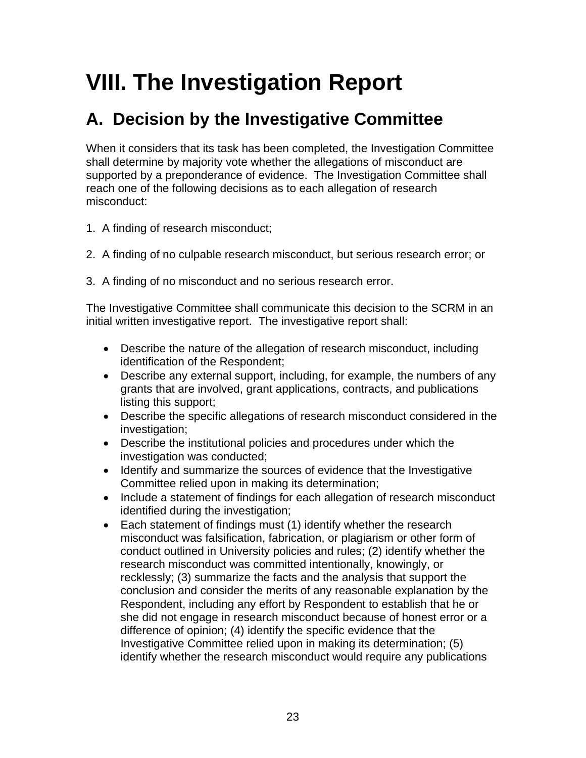# VIII. The Investigation Report

## A. Decision by the Investigative Committee

When it considers that its task has been completed, the Investigation Committee shall determine by majority vote whether the allegations of misconduct are supported by a preponderance of evidence. The Investigation Committee shall reach one of the following decisions as to each allegation of research misconduct:

1. A finding of research misconduct;

2. A finding of no culpable research misconduct, but serious research error; or

3. A finding of no misconduct and no serious research error.

The Investigative Committee shall communicate this decision to the SCRM in an initial written investigative report. The investigative report shall:

- Describe the nature of the allegation of research misconduct, including identification of the Respondent;
- Describe any external support, including, for example, the numbers of any grants that are involved, grant applications, contracts, and publications listing this support;
- Describe the specific allegations of research misconduct considered in the investigation;
- Describe the institutional policies and procedures under which the investigation was conducted;
- Identify and summarize the sources of evidence that the Investigative Committee relied upon in making its determination;
- Include a statement of findings for each allegation of research misconduct identified during the investigation;
- Each statement of findings must (1) identify whether the research misconduct was falsification, fabrication, or plagiarism or other form of conduct outlined in University policies and rules; (2) identify whether the research misconduct was committed intentionally, knowingly, or recklessly; (3) summarize the facts and the analysis that support the conclusion and consider the merits of any reasonable explanation by the Respondent, including any effort by Respondent to establish that he or she did not engage in research misconduct because of honest error or a difference of opinion; (4) identify the specific evidence that the Investigative Committee relied upon in making its determination; (5) identify whether the research misconduct would require any publications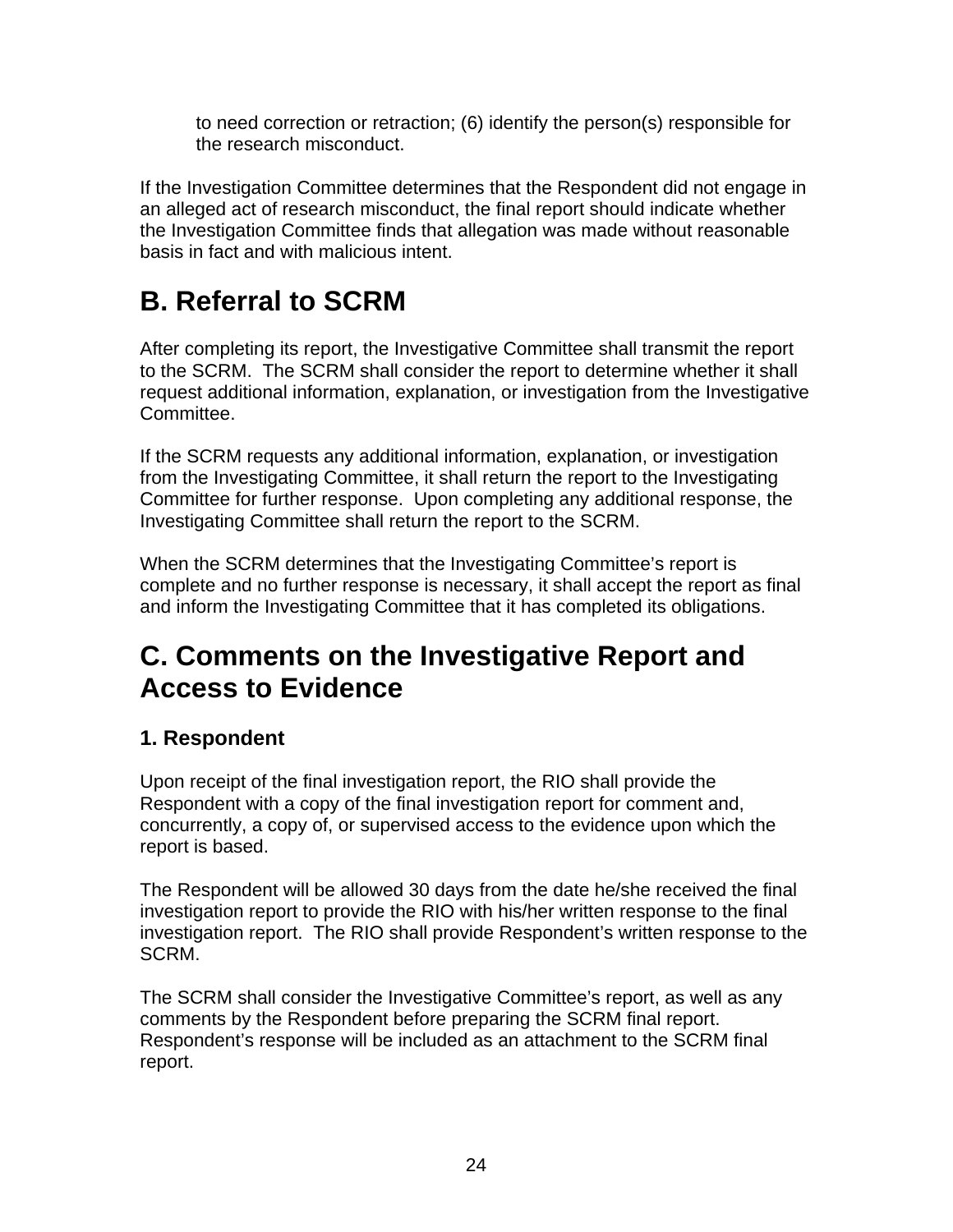to need correction or retraction; (6) identify the person(s) responsible for the research misconduct.

If the Investigation Committee determines that the Respondent did not engage in an alleged act of research misconduct, the final report should indicate whether the Investigation Committee finds that allegation was made without reasonable basis in fact and with malicious intent.

## B. Referral to SCRM

After completing its report, the Investigative Committee shall transmit the report to the SCRM. The SCRM shall consider the report to determine whether it shall request additional information, explanation, or investigation from the Investigative Committee.

If the SCRM requests any additional information, explanation, or investigation from the Investigating Committee, it shall return the report to the Investigating Committee for further response. Upon completing any additional response, the Investigating Committee shall return the report to the SCRM.

When the SCRM determines that the Investigating Committee's report is complete and no further response is necessary, it shall accept the report as final and inform the Investigating Committee that it has completed its obligations.

## C. Comments on the Investigative Report and Access to Evidence

### 1. Respondent

Upon receipt of the final investigation report, the RIO shall provide the Respondent with a copy of the final investigation report for comment and, concurrently, a copy of, or supervised access to the evidence upon which the report is based.

The Respondent will be allowed 30 days from the date he/she received the final investigation report to provide the RIO with his/her written response to the final investigation report. The RIO shall provide Respondent's written response to the SCRM.

The SCRM shall consider the Investigative Committee's report, as well as any comments by the Respondent before preparing the SCRM final report. Respondent's response will be included as an attachment to the SCRM final report.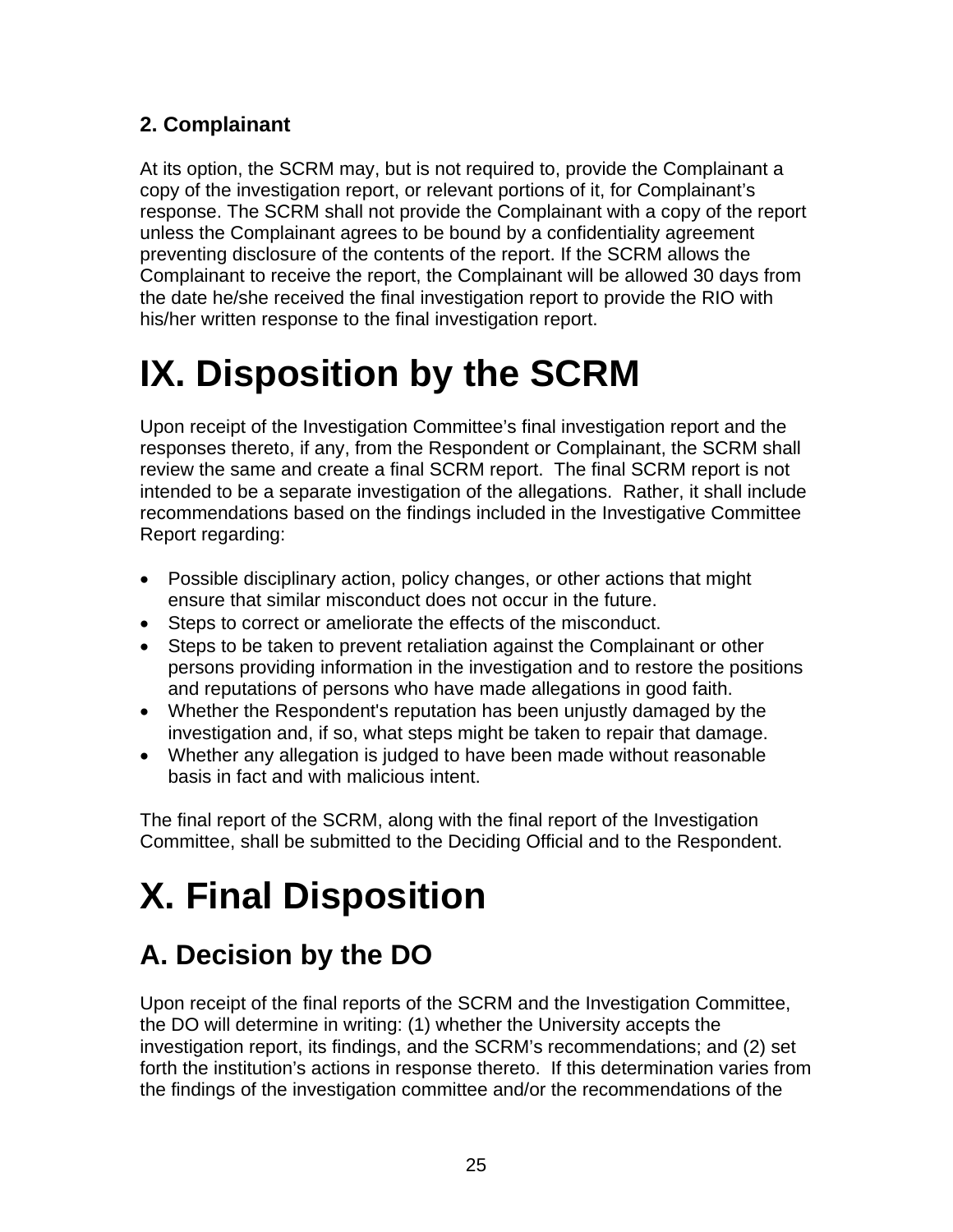### 2. Complainant

At its option, the SCRM may, but is not required to, provide the Complainant a copy of the investigation report, or relevant portions of it, for Complainant's response. The SCRM shall not provide the Complainant with a copy of the report unless the Complainant agrees to be bound by a confidentiality agreement preventing disclosure of the contents of the report. If the SCRM allows the Complainant to receive the report, the Complainant will be allowed 30 days from the date he/she received the final investigation report to provide the RIO with his/her written response to the final investigation report.

# IX. Disposition by the SCRM

Upon receipt of the Investigation Committee's final investigation report and the responses thereto, if any, from the Respondent or Complainant, the SCRM shall review the same and create a final SCRM report. The final SCRM report is not intended to be a separate investigation of the allegations. Rather, it shall include recommendations based on the findings included in the Investigative Committee Report regarding:

- Possible disciplinary action, policy changes, or other actions that might ensure that similar misconduct does not occur in the future.
- Steps to correct or ameliorate the effects of the misconduct.
- Steps to be taken to prevent retaliation against the Complainant or other persons providing information in the investigation and to restore the positions and reputations of persons who have made allegations in good faith.
- Whether the Respondent's reputation has been unjustly damaged by the investigation and, if so, what steps might be taken to repair that damage.
- Whether any allegation is judged to have been made without reasonable basis in fact and with malicious intent.

The final report of the SCRM, along with the final report of the Investigation Committee, shall be submitted to the Deciding Official and to the Respondent.

# X. Final Disposition

## A. Decision by the DO

Upon receipt of the final reports of the SCRM and the Investigation Committee, the DO will determine in writing: (1) whether the University accepts the investigation report, its findings, and the SCRM's recommendations; and (2) set forth the institution's actions in response thereto. If this determination varies from the findings of the investigation committee and/or the recommendations of the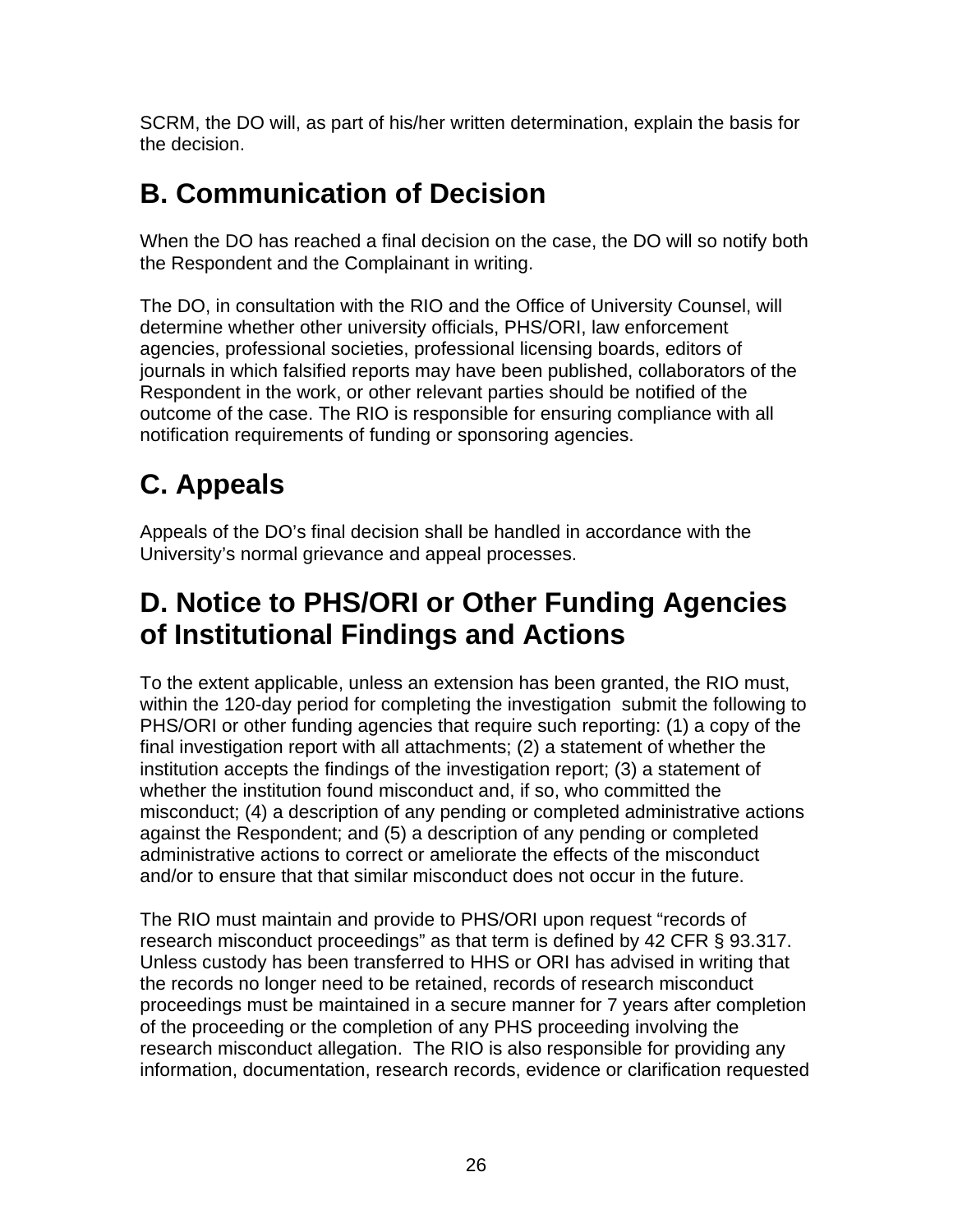SCRM, the DO will, as part of his/her written determination, explain the basis for the decision.

## B. Communication of Decision

When the DO has reached a final decision on the case, the DO will so notify both the Respondent and the Complainant in writing.

The DO, in consultation with the RIO and the Office of University Counsel, will determine whether other university officials, PHS/ORI, law enforcement agencies, professional societies, professional licensing boards, editors of journals in which falsified reports may have been published, collaborators of the Respondent in the work, or other relevant parties should be notified of the outcome of the case. The RIO is responsible for ensuring compliance with all notification requirements of funding or sponsoring agencies.

## C. Appeals

Appeals of the DO's final decision shall be handled in accordance with the University's normal grievance and appeal processes.

## D. Notice to PHS/ORI or Other Funding Agencies of Institutional Findings and Actions

To the extent applicable, unless an extension has been granted, the RIO must, within the 120-day period for completing the investigation submit the following to PHS/ORI or other funding agencies that require such reporting: (1) a copy of the final investigation report with all attachments; (2) a statement of whether the institution accepts the findings of the investigation report; (3) a statement of whether the institution found misconduct and, if so, who committed the misconduct; (4) a description of any pending or completed administrative actions against the Respondent; and (5) a description of any pending or completed administrative actions to correct or ameliorate the effects of the misconduct and/or to ensure that that similar misconduct does not occur in the future.

The RIO must maintain and provide to PHS/ORI upon request "records of research misconduct proceedings" as that term is defined by 42 CFR § 93.317. Unless custody has been transferred to HHS or ORI has advised in writing that the records no longer need to be retained, records of research misconduct proceedings must be maintained in a secure manner for 7 years after completion of the proceeding or the completion of any PHS proceeding involving the research misconduct allegation. The RIO is also responsible for providing any information, documentation, research records, evidence or clarification requested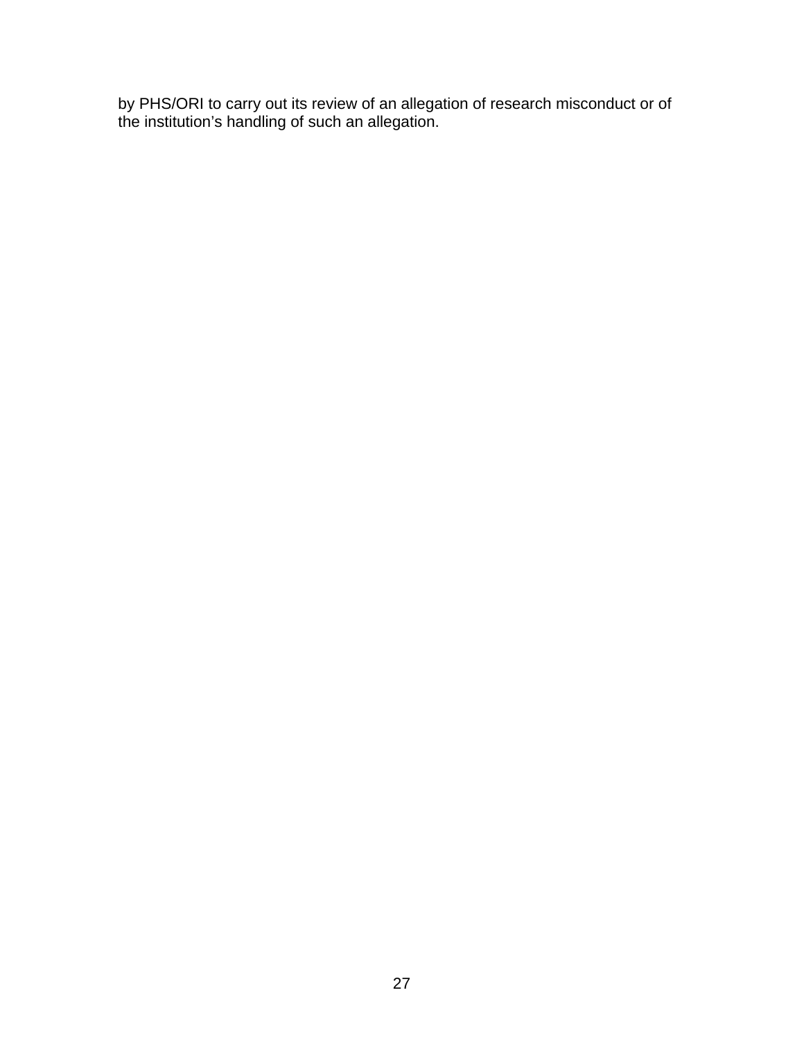by PHS/ORI to carry out its review of an allegation of research misconduct or of the institution’s handling of such an allegation.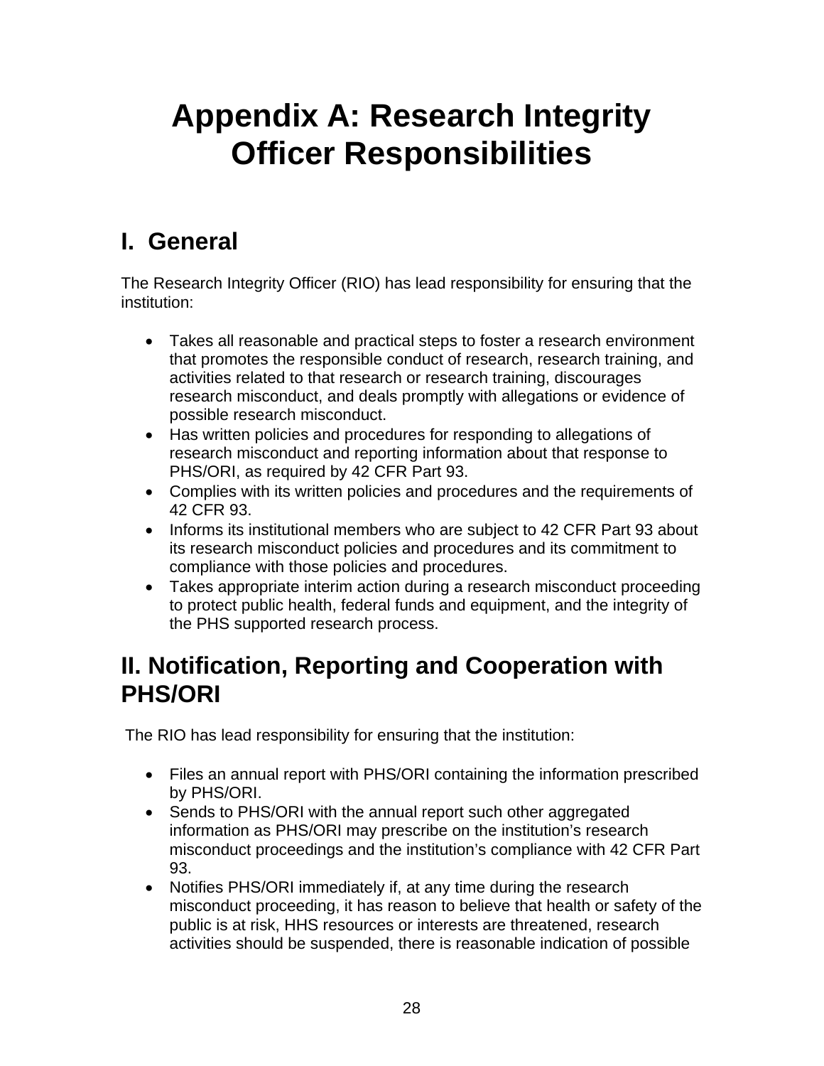# Appendix A: Research Integrity Officer Responsibilities

## I. General

The Research Integrity Officer (RIO) has lead responsibility for ensuring that the institution:

- Takes all reasonable and practical steps to foster a research environment that promotes the responsible conduct of research, research training, and activities related to that research or research training, discourages research misconduct, and deals promptly with allegations or evidence of possible research misconduct.
- Has written policies and procedures for responding to allegations of research misconduct and reporting information about that response to PHS/ORI, as required by 42 CFR Part 93.
- Complies with its written policies and procedures and the requirements of 42 CFR 93.
- Informs its institutional members who are subject to 42 CFR Part 93 about its research misconduct policies and procedures and its commitment to compliance with those policies and procedures.
- Takes appropriate interim action during a research misconduct proceeding to protect public health, federal funds and equipment, and the integrity of the PHS supported research process.

## II. Notification, Reporting and Cooperation with PHS/ORI

The RIO has lead responsibility for ensuring that the institution:

- Files an annual report with PHS/ORI containing the information prescribed by PHS/ORI.
- Sends to PHS/ORI with the annual report such other aggregated information as PHS/ORI may prescribe on the institution's research misconduct proceedings and the institution's compliance with 42 CFR Part 93.
- Notifies PHS/ORI immediately if, at any time during the research misconduct proceeding, it has reason to believe that health or safety of the public is at risk, HHS resources or interests are threatened, research activities should be suspended, there is reasonable indication of possible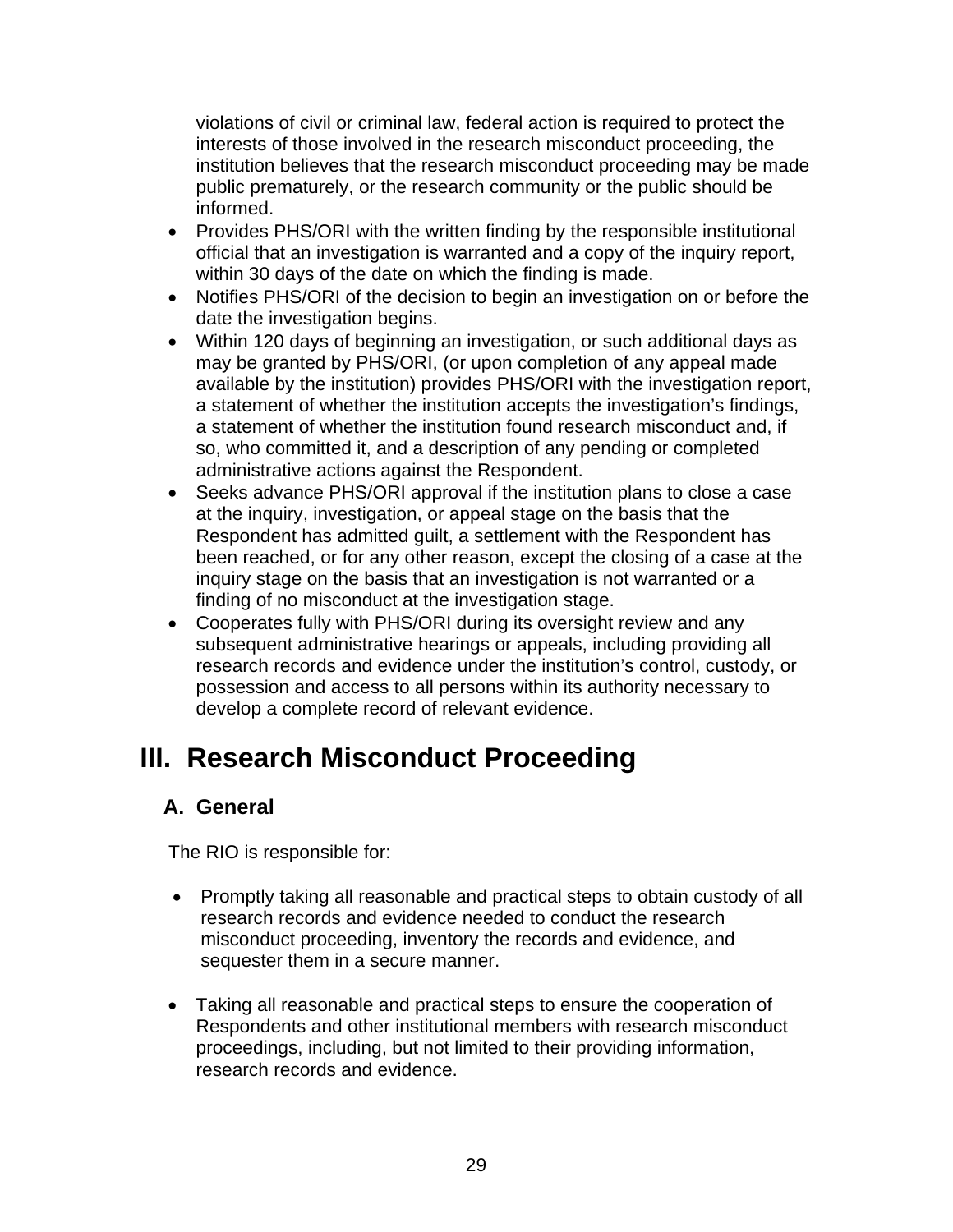violations of civil or criminal law, federal action is required to protect the interests of those involved in the research misconduct proceeding, the institution believes that the research misconduct proceeding may be made public prematurely, or the research community or the public should be informed.

- Provides PHS/ORI with the written finding by the responsible institutional official that an investigation is warranted and a copy of the inquiry report, within 30 days of the date on which the finding is made.
- Notifies PHS/ORI of the decision to begin an investigation on or before the date the investigation begins.
- Within 120 days of beginning an investigation, or such additional days as may be granted by PHS/ORI, (or upon completion of any appeal made available by the institution) provides PHS/ORI with the investigation report, a statement of whether the institution accepts the investigation's findings, a statement of whether the institution found research misconduct and, if so, who committed it, and a description of any pending or completed administrative actions against the Respondent.
- Seeks advance PHS/ORI approval if the institution plans to close a case at the inquiry, investigation, or appeal stage on the basis that the Respondent has admitted guilt, a settlement with the Respondent has been reached, or for any other reason, except the closing of a case at the inquiry stage on the basis that an investigation is not warranted or a finding of no misconduct at the investigation stage.
- Cooperates fully with PHS/ORI during its oversight review and any subsequent administrative hearings or appeals, including providing all research records and evidence under the institution's control, custody, or possession and access to all persons within its authority necessary to develop a complete record of relevant evidence.

# III. Research Misconduct Proceeding

## A. General

The RIO is responsible for:

- Promptly taking all reasonable and practical steps to obtain custody of all research records and evidence needed to conduct the research misconduct proceeding, inventory the records and evidence, and sequester them in a secure manner.

- Taking all reasonable and practical steps to ensure the cooperation of Respondents and other institutional members with research misconduct proceedings, including, but not limited to their providing information, research records and evidence.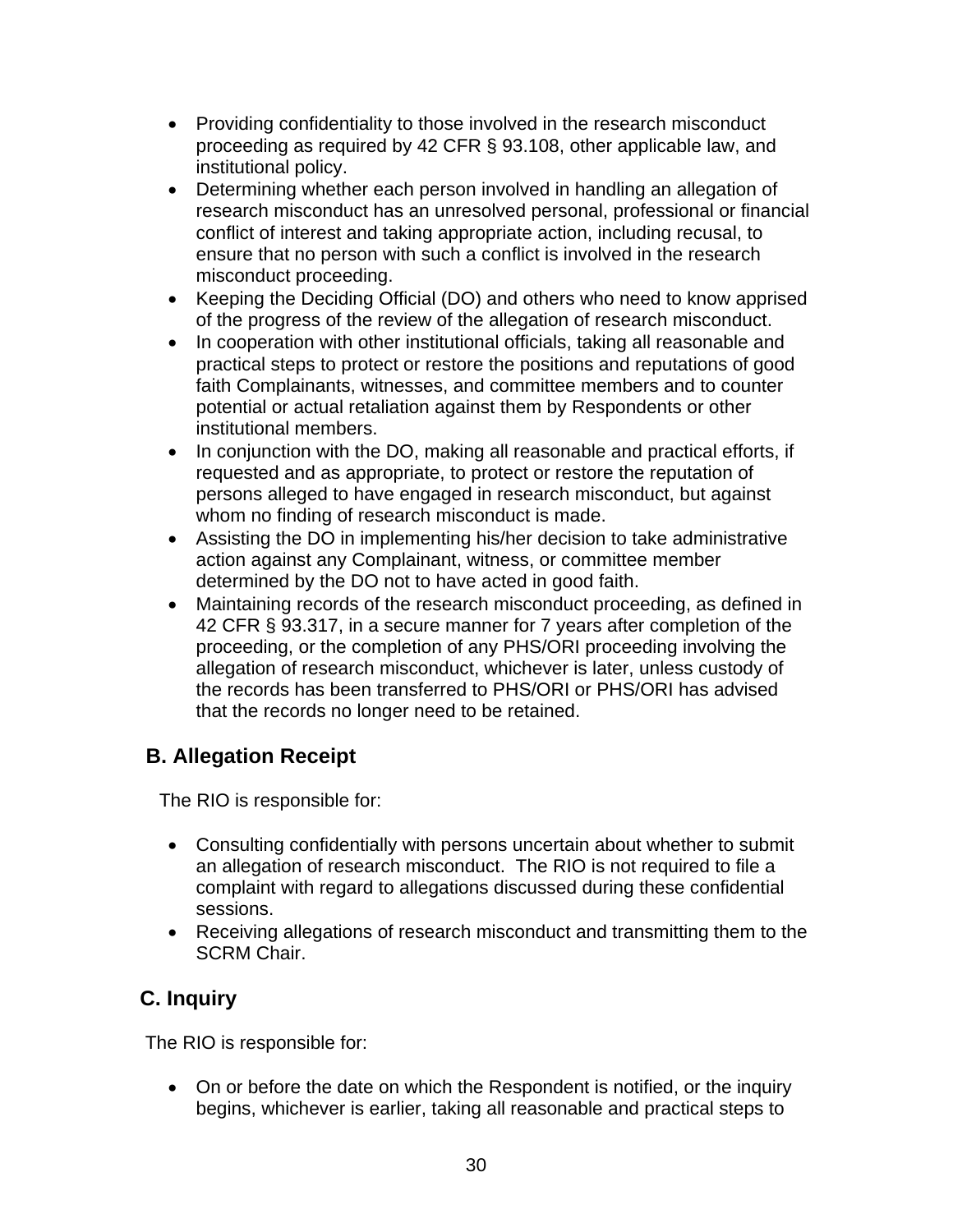- Providing confidentiality to those involved in the research misconduct proceeding as required by 42 CFR § 93.108, other applicable law, and institutional policy.
- Determining whether each person involved in handling an allegation of research misconduct has an unresolved personal, professional or financial conflict of interest and taking appropriate action, including recusal, to ensure that no person with such a conflict is involved in the research misconduct proceeding.
- Keeping the Deciding Official (DO) and others who need to know apprised of the progress of the review of the allegation of research misconduct.
- In cooperation with other institutional officials, taking all reasonable and practical steps to protect or restore the positions and reputations of good faith Complainants, witnesses, and committee members and to counter potential or actual retaliation against them by Respondents or other institutional members.
- In conjunction with the DO, making all reasonable and practical efforts, if requested and as appropriate, to protect or restore the reputation of persons alleged to have engaged in research misconduct, but against whom no finding of research misconduct is made.
- Assisting the DO in implementing his/her decision to take administrative action against any Complainant, witness, or committee member determined by the DO not to have acted in good faith.
- Maintaining records of the research misconduct proceeding, as defined in 42 CFR § 93.317, in a secure manner for 7 years after completion of the proceeding, or the completion of any PHS/ORI proceeding involving the allegation of research misconduct, whichever is later, unless custody of the records has been transferred to PHS/ORI or PHS/ORI has advised that the records no longer need to be retained.

## B. Allegation Receipt

The RIO is responsible for:

- Consulting confidentially with persons uncertain about whether to submit an allegation of research misconduct. The RIO is not required to file a complaint with regard to allegations discussed during these confidential sessions.
- Receiving allegations of research misconduct and transmitting them to the SCRM Chair.

## C. Inquiry

The RIO is responsible for:

- On or before the date on which the Respondent is notified, or the inquiry begins, whichever is earlier, taking all reasonable and practical steps to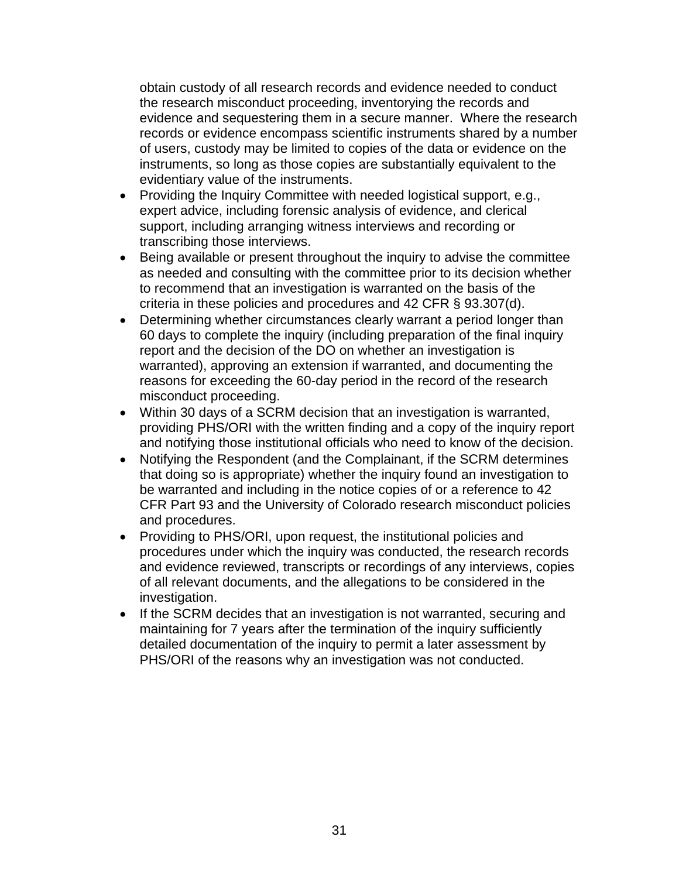obtain custody of all research records and evidence needed to conduct the research misconduct proceeding, inventorying the records and evidence and sequestering them in a secure manner. Where the research records or evidence encompass scientific instruments shared by a number of users, custody may be limited to copies of the data or evidence on the instruments, so long as those copies are substantially equivalent to the evidentiary value of the instruments.

- Providing the Inquiry Committee with needed logistical support, e.g., expert advice, including forensic analysis of evidence, and clerical support, including arranging witness interviews and recording or transcribing those interviews.
- Being available or present throughout the inquiry to advise the committee as needed and consulting with the committee prior to its decision whether to recommend that an investigation is warranted on the basis of the criteria in these policies and procedures and 42 CFR § 93.307(d).
- Determining whether circumstances clearly warrant a period longer than 60 days to complete the inquiry (including preparation of the final inquiry report and the decision of the DO on whether an investigation is warranted), approving an extension if warranted, and documenting the reasons for exceeding the 60-day period in the record of the research misconduct proceeding.
- Within 30 days of a SCRM decision that an investigation is warranted, providing PHS/ORI with the written finding and a copy of the inquiry report and notifying those institutional officials who need to know of the decision.
- Notifying the Respondent (and the Complainant, if the SCRM determines that doing so is appropriate) whether the inquiry found an investigation to be warranted and including in the notice copies of or a reference to 42 CFR Part 93 and the University of Colorado research misconduct policies and procedures.
- Providing to PHS/ORI, upon request, the institutional policies and procedures under which the inquiry was conducted, the research records and evidence reviewed, transcripts or recordings of any interviews, copies of all relevant documents, and the allegations to be considered in the investigation.
- If the SCRM decides that an investigation is not warranted, securing and maintaining for 7 years after the termination of the inquiry sufficiently detailed documentation of the inquiry to permit a later assessment by PHS/ORI of the reasons why an investigation was not conducted.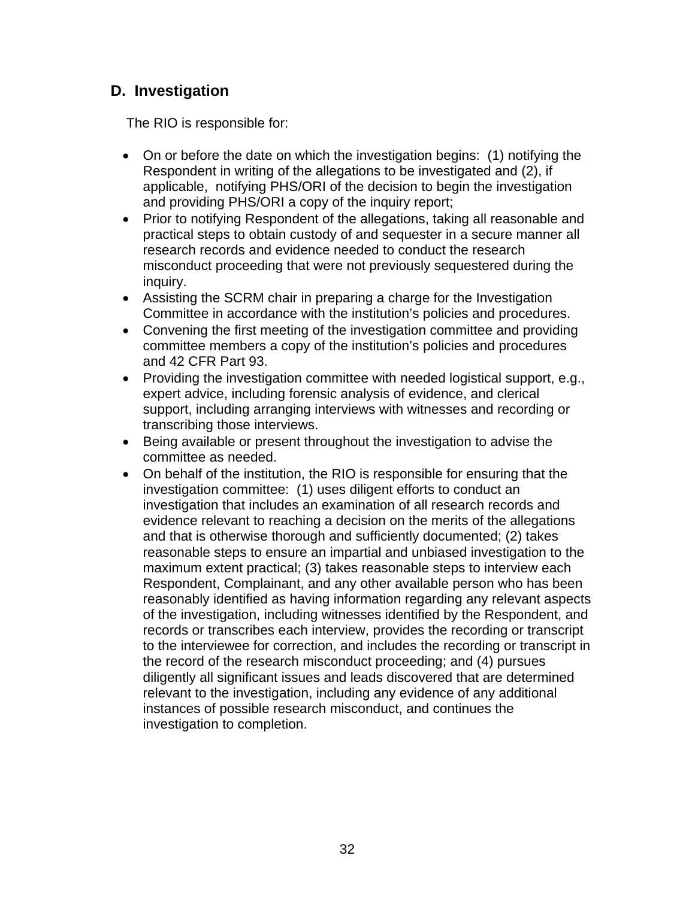## D. Investigation

The RIO is responsible for:

- On or before the date on which the investigation begins: (1) notifying the Respondent in writing of the allegations to be investigated and (2), if applicable, notifying PHS/ORI of the decision to begin the investigation and providing PHS/ORI a copy of the inquiry report;
- Prior to notifying Respondent of the allegations, taking all reasonable and practical steps to obtain custody of and sequester in a secure manner all research records and evidence needed to conduct the research misconduct proceeding that were not previously sequestered during the inquiry.
- Assisting the SCRM chair in preparing a charge for the Investigation Committee in accordance with the institution's policies and procedures.
- Convening the first meeting of the investigation committee and providing committee members a copy of the institution's policies and procedures and 42 CFR Part 93.
- Providing the investigation committee with needed logistical support, e.g., expert advice, including forensic analysis of evidence, and clerical support, including arranging interviews with witnesses and recording or transcribing those interviews.
- Being available or present throughout the investigation to advise the committee as needed.
- On behalf of the institution, the RIO is responsible for ensuring that the investigation committee: (1) uses diligent efforts to conduct an investigation that includes an examination of all research records and evidence relevant to reaching a decision on the merits of the allegations and that is otherwise thorough and sufficiently documented; (2) takes reasonable steps to ensure an impartial and unbiased investigation to the maximum extent practical; (3) takes reasonable steps to interview each Respondent, Complainant, and any other available person who has been reasonably identified as having information regarding any relevant aspects of the investigation, including witnesses identified by the Respondent, and records or transcribes each interview, provides the recording or transcript to the interviewee for correction, and includes the recording or transcript in the record of the research misconduct proceeding; and (4) pursues diligently all significant issues and leads discovered that are determined relevant to the investigation, including any evidence of any additional instances of possible research misconduct, and continues the investigation to completion.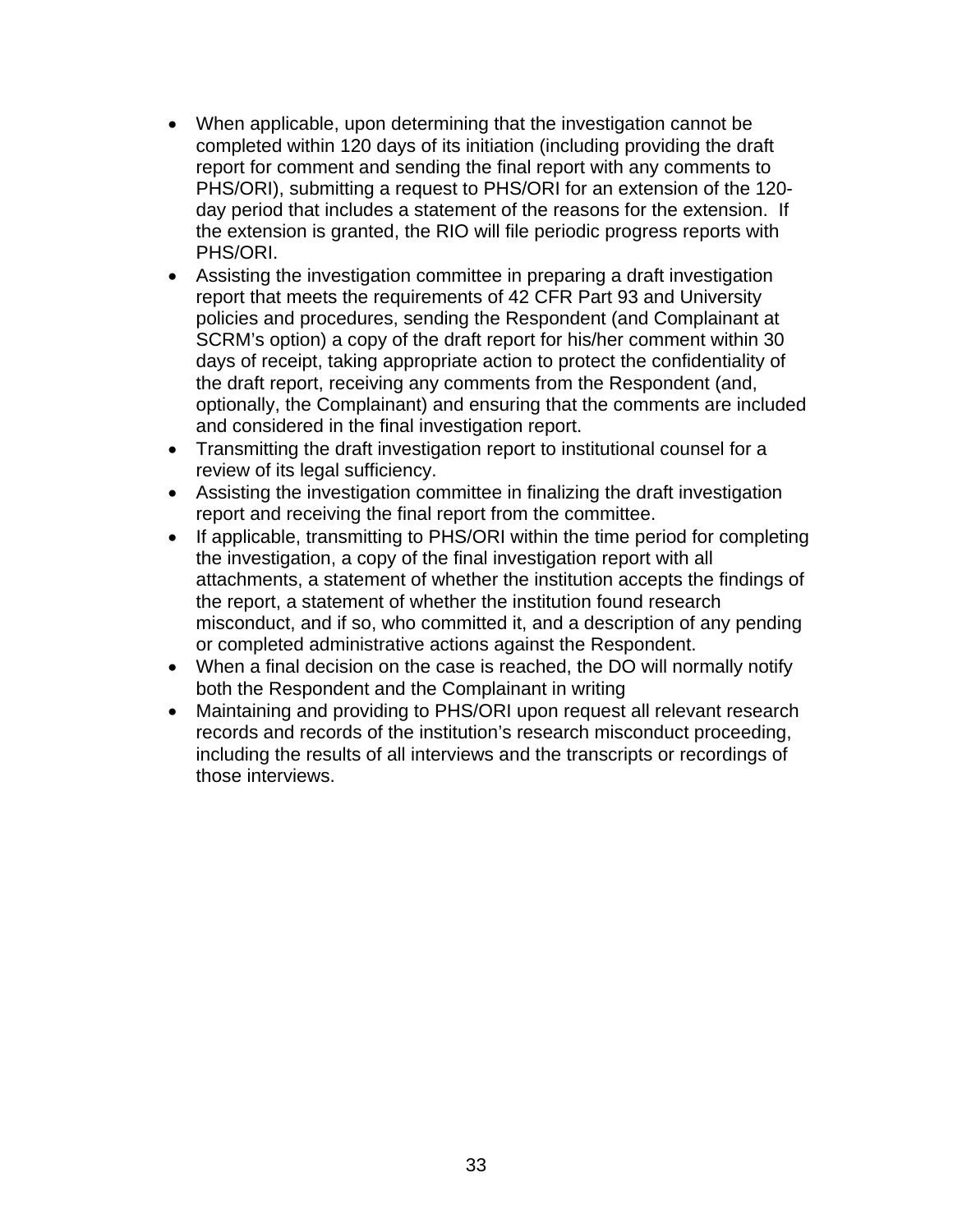- When applicable, upon determining that the investigation cannot be completed within 120 days of its initiation (including providing the draft report for comment and sending the final report with any comments to PHS/ORI), submitting a request to PHS/ORI for an extension of the 120-day period that includes a statement of the reasons for the extension. If the extension is granted, the RIO will file periodic progress reports with PHS/ORI.
- Assisting the investigation committee in preparing a draft investigation report that meets the requirements of 42 CFR Part 93 and University policies and procedures, sending the Respondent (and Complainant at SCRM's option) a copy of the draft report for his/her comment within 30 days of receipt, taking appropriate action to protect the confidentiality of the draft report, receiving any comments from the Respondent (and, optionally, the Complainant) and ensuring that the comments are included and considered in the final investigation report.
- Transmitting the draft investigation report to institutional counsel for a review of its legal sufficiency.
- Assisting the investigation committee in finalizing the draft investigation report and receiving the final report from the committee.
- If applicable, transmitting to PHS/ORI within the time period for completing the investigation, a copy of the final investigation report with all attachments, a statement of whether the institution accepts the findings of the report, a statement of whether the institution found research misconduct, and if so, who committed it, and a description of any pending or completed administrative actions against the Respondent.
- When a final decision on the case is reached, the DO will normally notify both the Respondent and the Complainant in writing
- Maintaining and providing to PHS/ORI upon request all relevant research records and records of the institution's research misconduct proceeding, including the results of all interviews and the transcripts or recordings of those interviews.